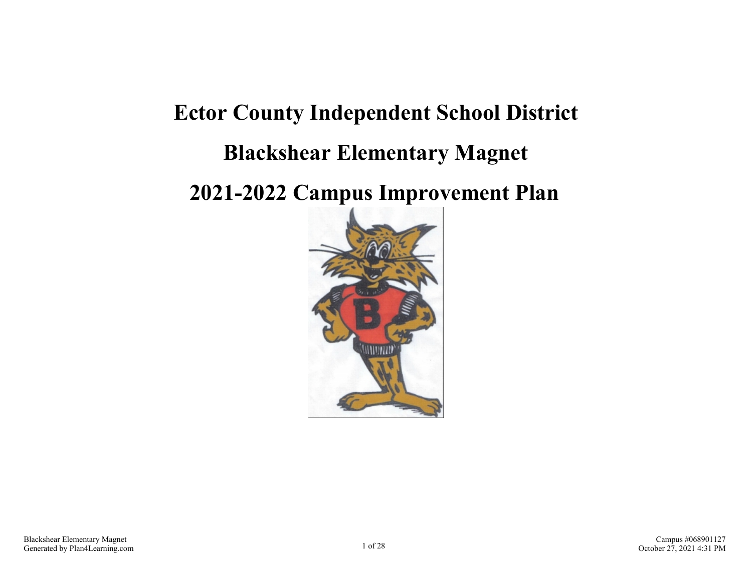# Ector County Independent School District

# Blackshear Elementary Magnet

# 2021-2022 Campus Improvement Plan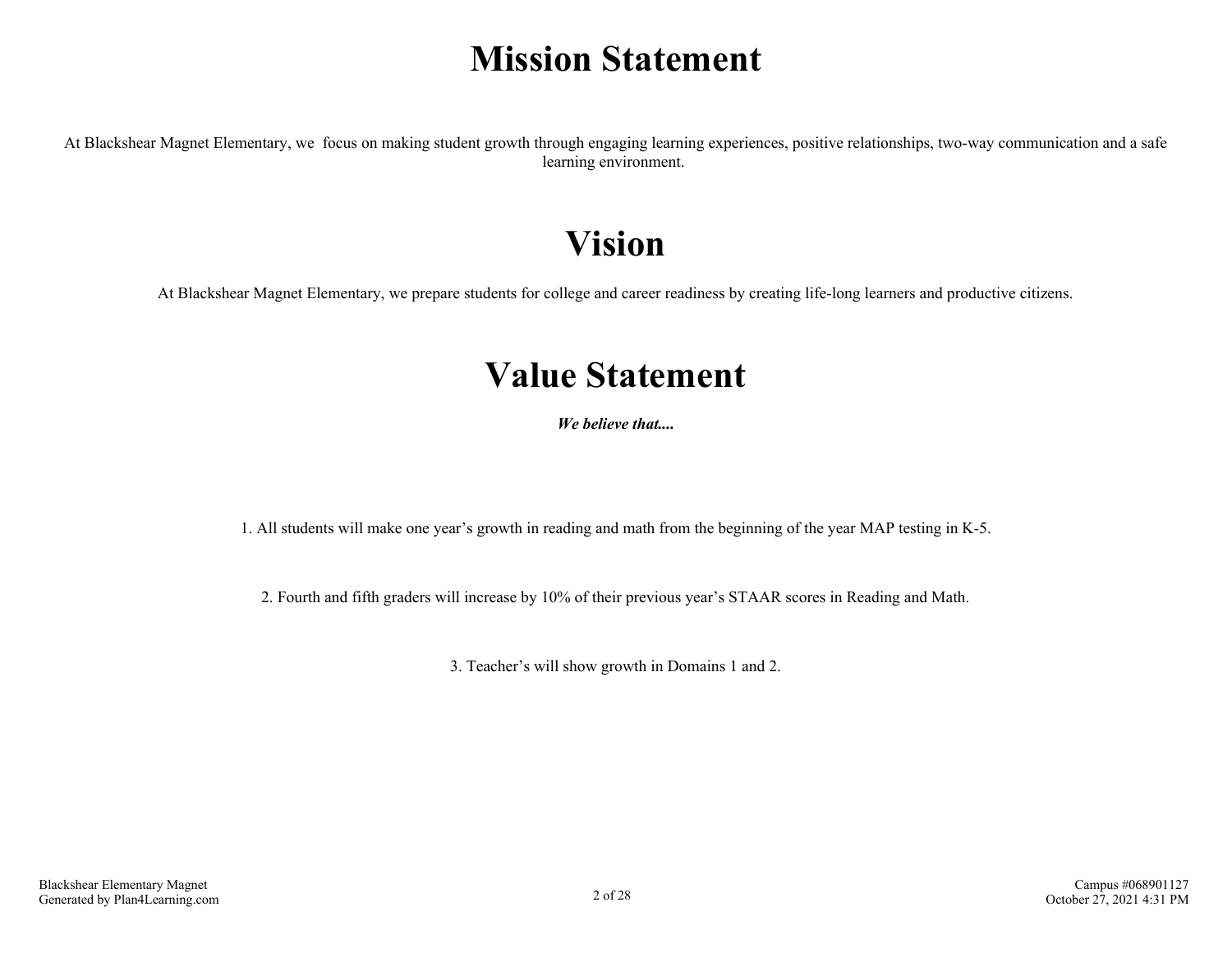# Mission Statement

At Blackshear Magnet Elementary, we  focus on making student growth through engaging learning experiences, positive relationships, two-way communication and a safe learning environment.

# Vision

At Blackshear Magnet Elementary, we prepare students for college and career readiness by creating life-long learners and productive citizens.

# Value Statement

***We believe that....***

1. All students will make one year's growth in reading and math from the beginning of the year MAP testing in K-5.

2. Fourth and fifth graders will increase by 10% of their previous year's STAAR scores in Reading and Math.

3. Teacher's will show growth in Domains 1 and 2.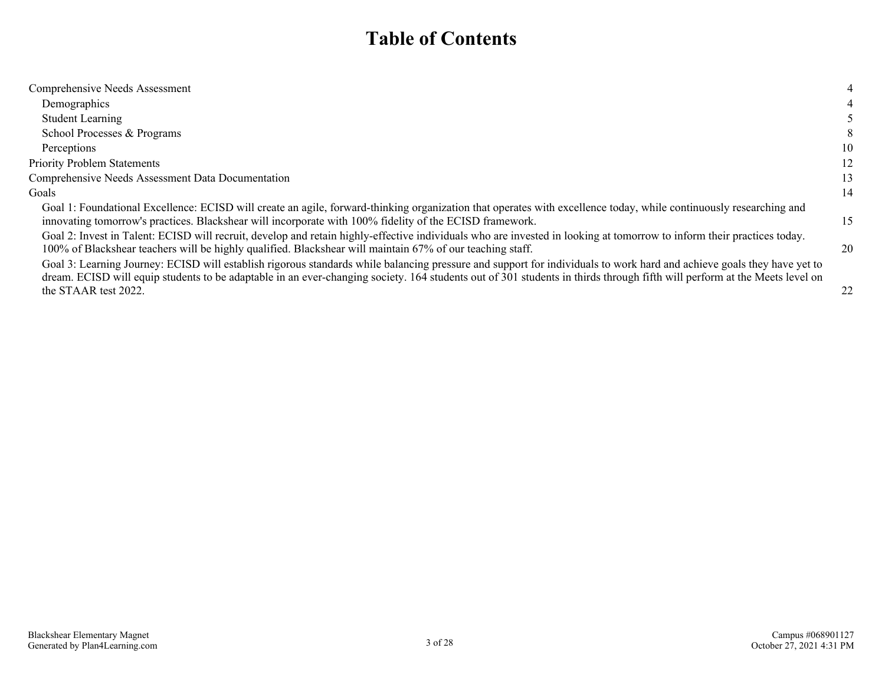# Table of Contents

| | |
|---|---|
| Comprehensive Needs Assessment | 4 |
| &nbsp;&nbsp;&nbsp;&nbsp;Demographics | 4 |
| &nbsp;&nbsp;&nbsp;&nbsp;Student Learning | 5 |
| &nbsp;&nbsp;&nbsp;&nbsp;School Processes & Programs | 8 |
| &nbsp;&nbsp;&nbsp;&nbsp;Perceptions | 10 |
| Priority Problem Statements | 12 |
| Comprehensive Needs Assessment Data Documentation | 13 |
| Goals | 14 |
| &nbsp;&nbsp;&nbsp;&nbsp;Goal 1: Foundational Excellence: ECISD will create an agile, forward-thinking organization that operates with excellence today, while continuously researching and innovating tomorrow's practices. Blackshear will incorporate with 100% fidelity of the ECISD framework. | 15 |
| &nbsp;&nbsp;&nbsp;&nbsp;Goal 2: Invest in Talent: ECISD will recruit, develop and retain highly-effective individuals who are invested in looking at tomorrow to inform their practices today. 100% of Blackshear teachers will be highly qualified. Blackshear will maintain 67% of our teaching staff. | 20 |
| &nbsp;&nbsp;&nbsp;&nbsp;Goal 3: Learning Journey: ECISD will establish rigorous standards while balancing pressure and support for individuals to work hard and achieve goals they have yet to dream. ECISD will equip students to be adaptable in an ever-changing society. 164 students out of 301 students in thirds through fifth will perform at the Meets level on the STAAR test 2022. | 22 |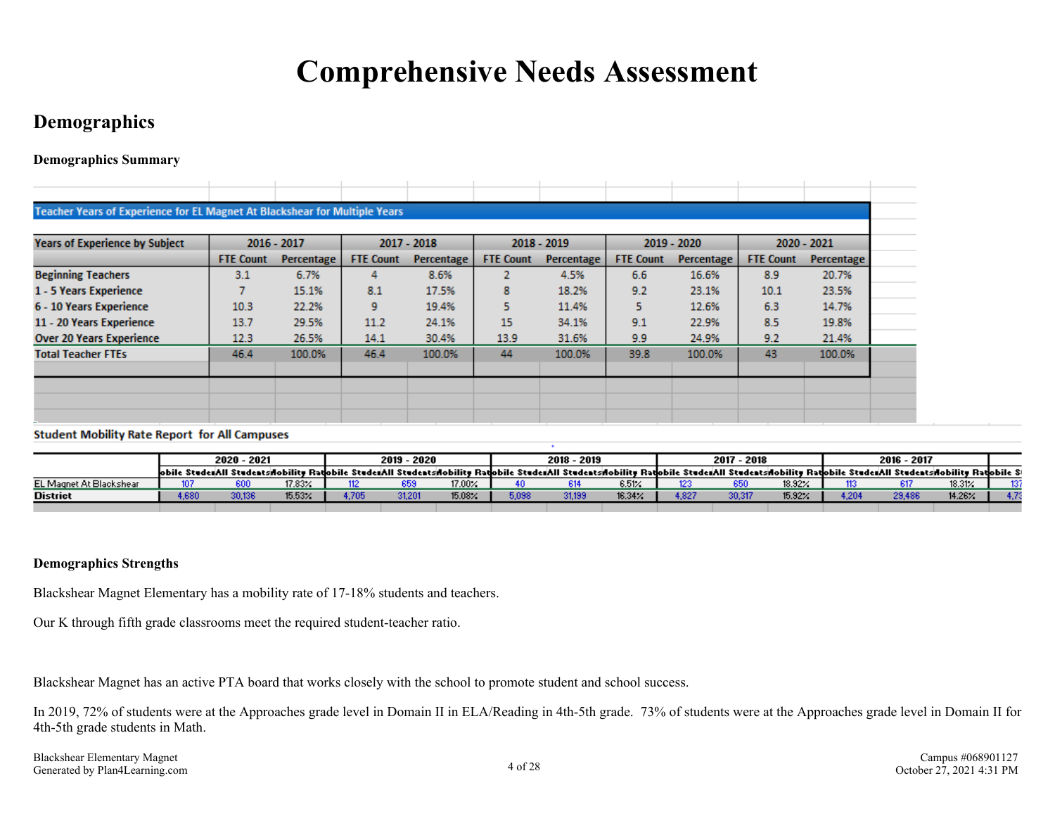# Comprehensive Needs Assessment

## Demographics

### Demographics Summary

| Teacher Years of Experience for EL Magnet At Blackshear for Multiple Years | | | | | | | | | | |
|---|---|---|---|---|---|---|---|---|---|---|
| Years of Experience by Subject | 2016 - 2017 | | 2017 - 2018 | | 2018 - 2019 | | 2019 - 2020 | | 2020 - 2021 | |
| | FTE Count | Percentage | FTE Count | Percentage | FTE Count | Percentage | FTE Count | Percentage | FTE Count | Percentage |
| Beginning Teachers | 3.1 | 6.7% | 4 | 8.6% | 2 | 4.5% | 6.6 | 16.6% | 8.9 | 20.7% |
| 1 - 5 Years Experience | 7 | 15.1% | 8.1 | 17.5% | 8 | 18.2% | 9.2 | 23.1% | 10.1 | 23.5% |
| 6 - 10 Years Experience | 10.3 | 22.2% | 9 | 19.4% | 5 | 11.4% | 5 | 12.6% | 6.3 | 14.7% |
| 11 - 20 Years Experience | 13.7 | 29.5% | 11.2 | 24.1% | 15 | 34.1% | 9.1 | 22.9% | 8.5 | 19.8% |
| Over 20 Years Experience | 12.3 | 26.5% | 14.1 | 30.4% | 13.9 | 31.6% | 9.9 | 24.9% | 9.2 | 21.4% |
| Total Teacher FTEs | 46.4 | 100.0% | 46.4 | 100.0% | 44 | 100.0% | 39.8 | 100.0% | 43 | 100.0% |

**Student Mobility Rate Report for All Campuses**

| | 2020 - 2021 | | | 2019 - 2020 | | | 2018 - 2019 | | | 2017 - 2018 | | | 2016 - 2017 | | | |
|---|---|---|---|---|---|---|---|---|---|---|---|---|---|---|---|---|
| | Mobile Students | All Students | Mobility Rate | Mobile Students | All Students | Mobility Rate | Mobile Students | All Students | Mobility Rate | Mobile Students | All Students | Mobility Rate | Mobile Students | All Students | Mobility Rate | Mobile S |
| EL Magnet At Blackshear | 107 | 600 | 17.83% | 112 | 659 | 17.00% | 40 | 614 | 6.51% | 123 | 650 | 18.92% | 113 | 617 | 18.31% | 137 |
| District | 4,680 | 30,136 | 15.53% | 4,705 | 31,201 | 15.08% | 5,098 | 31,199 | 16.34% | 4,827 | 30,317 | 15.92% | 4,204 | 29,486 | 14.26% | 4,73 |

### Demographics Strengths

Blackshear Magnet Elementary has a mobility rate of 17-18% students and teachers.

Our K through fifth grade classrooms meet the required student-teacher ratio.

Blackshear Magnet has an active PTA board that works closely with the school to promote student and school success.

In 2019, 72% of students were at the Approaches grade level in Domain II in ELA/Reading in 4th-5th grade. 73% of students were at the Approaches grade level in Domain II for 4th-5th grade students in Math.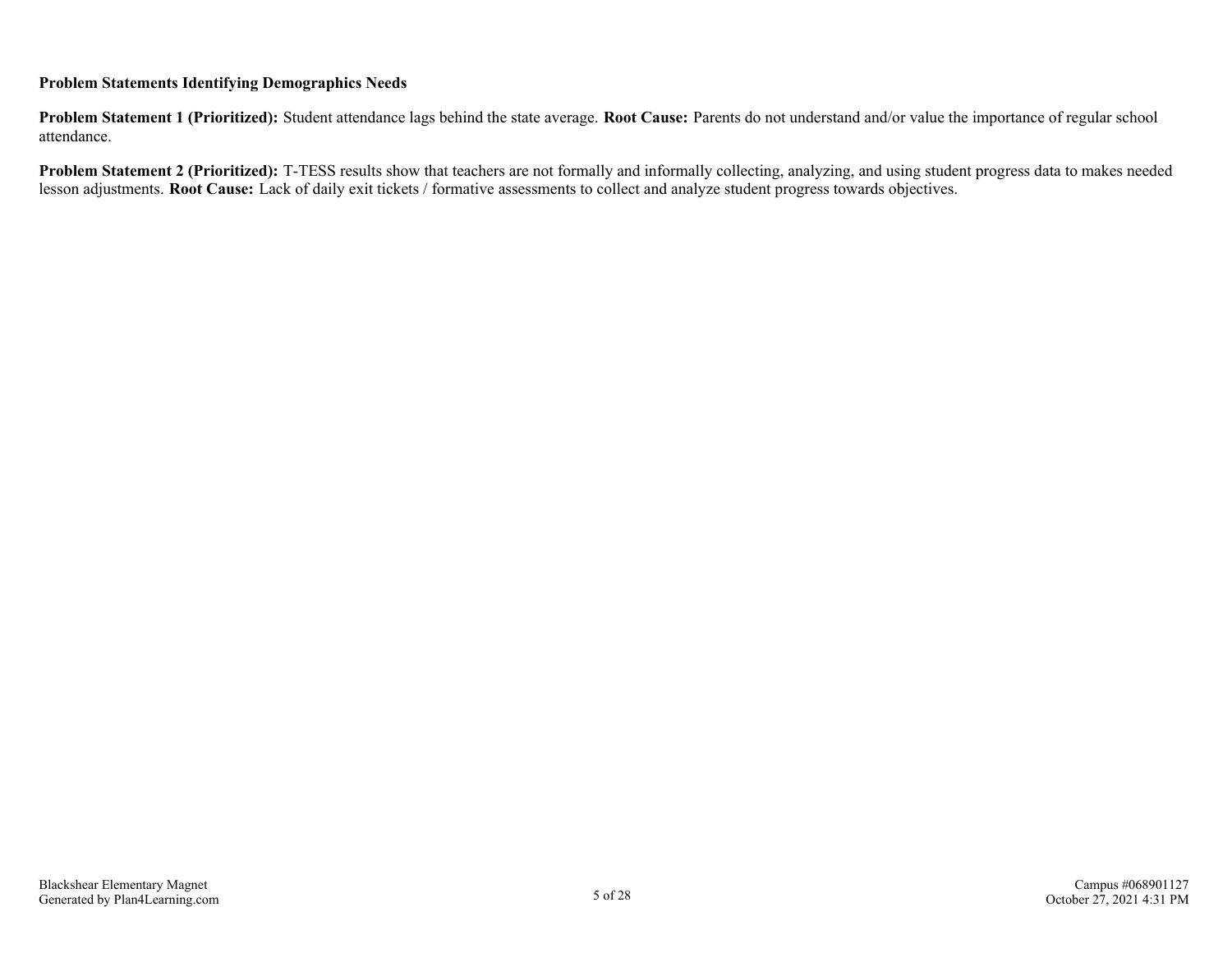**Problem Statements Identifying Demographics Needs**

**Problem Statement 1 (Prioritized):** Student attendance lags behind the state average. **Root Cause:** Parents do not understand and/or value the importance of regular school attendance.

**Problem Statement 2 (Prioritized):** T-TESS results show that teachers are not formally and informally collecting, analyzing, and using student progress data to makes needed lesson adjustments. **Root Cause:** Lack of daily exit tickets / formative assessments to collect and analyze student progress towards objectives.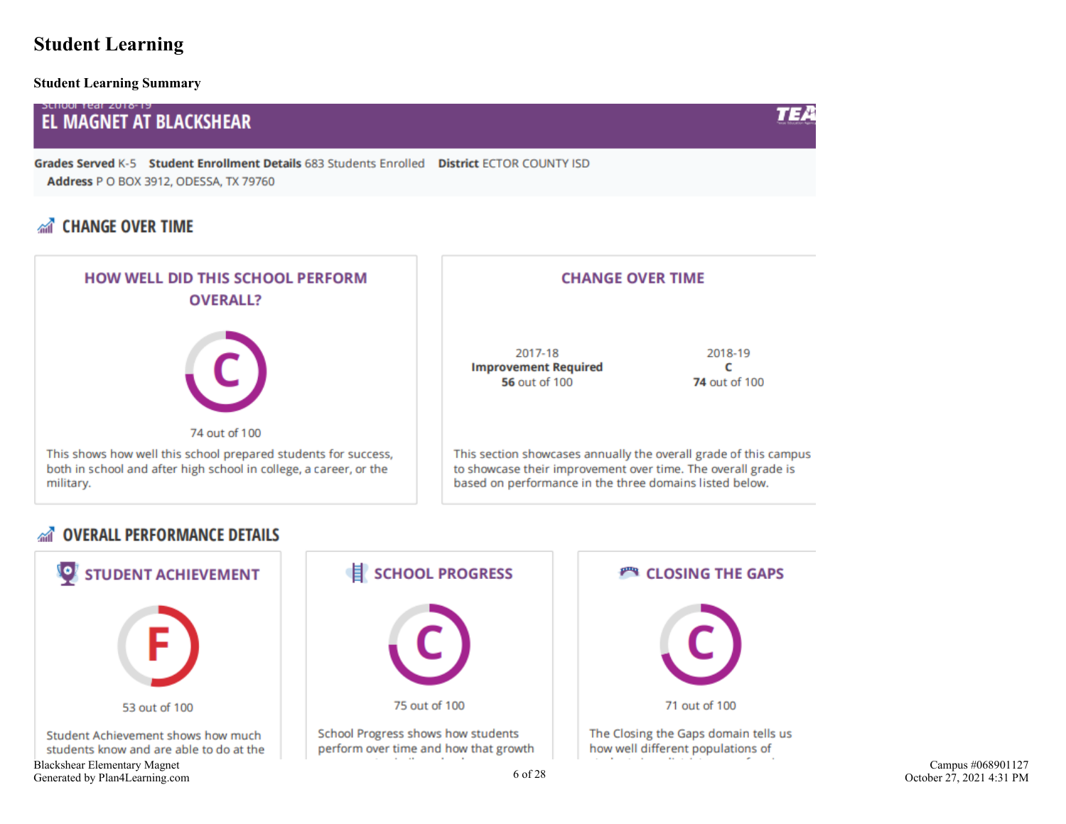# Student Learning

## Student Learning Summary

School Year 2018-19

**EL MAGNET AT BLACKSHEAR**

**Grades Served** K-5 **Student Enrollment Details** 683 Students Enrolled **District** ECTOR COUNTY ISD

**Address** P O BOX 3912, ODESSA, TX 79760

### CHANGE OVER TIME

#### HOW WELL DID THIS SCHOOL PERFORM OVERALL?

C

74 out of 100

This shows how well this school prepared students for success, both in school and after high school in college, a career, or the military.

#### CHANGE OVER TIME

| 2017-18 | 2018-19 |
|---|---|
| **Improvement Required** | **C** |
| **56** out of 100 | **74** out of 100 |

This section showcases annually the overall grade of this campus to showcase their improvement over time. The overall grade is based on performance in the three domains listed below.

### OVERALL PERFORMANCE DETAILS

#### STUDENT ACHIEVEMENT

F

53 out of 100

Student Achievement shows how much students know and are able to do at the

#### SCHOOL PROGRESS

C

75 out of 100

School Progress shows how students perform over time and how that growth

#### CLOSING THE GAPS

C

71 out of 100

The Closing the Gaps domain tells us how well different populations of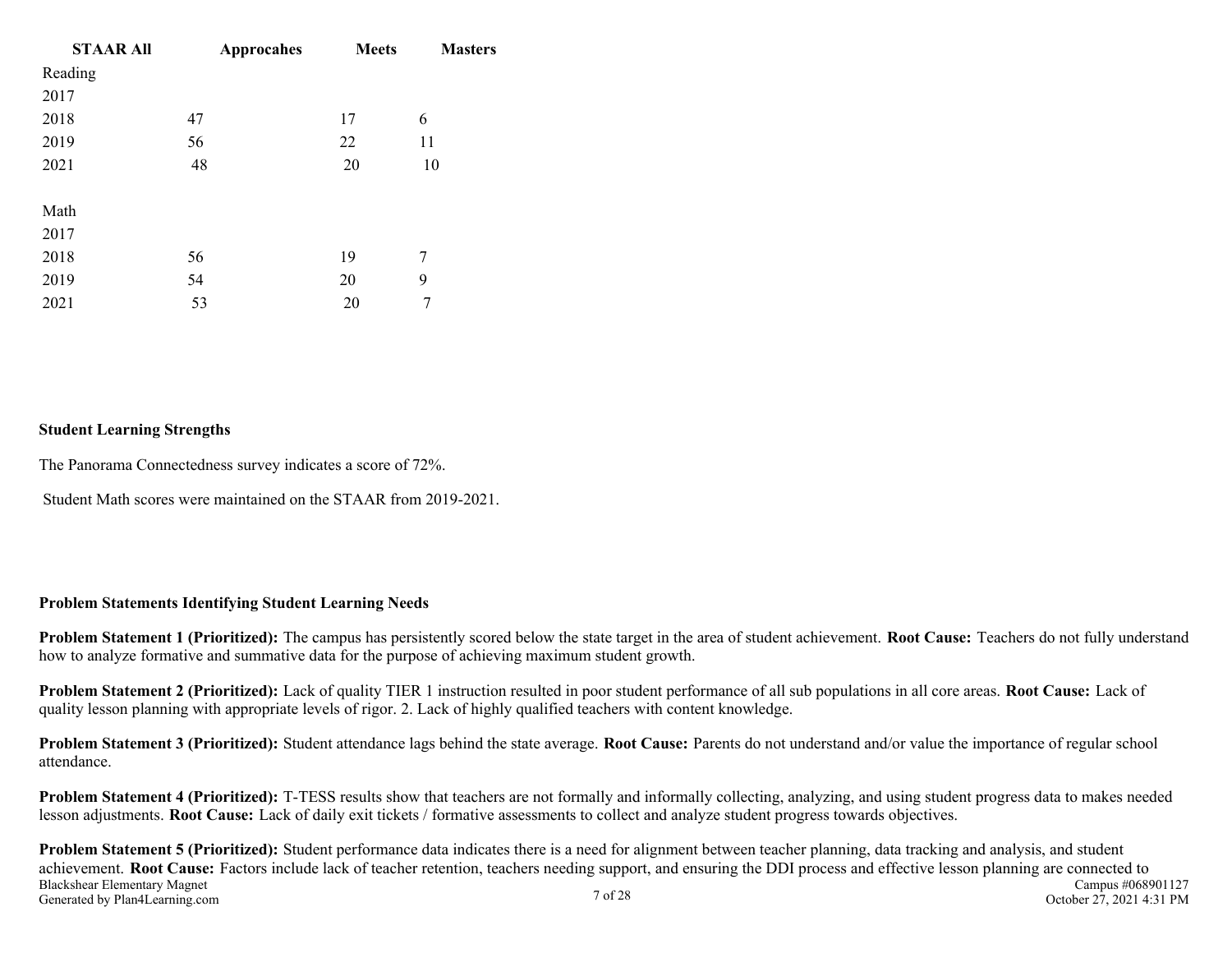| STAAR All | Approcahes | Meets | Masters |
|---|---|---|---|
| Reading | | | |
| 2017 | | | |
| 2018 | 47 | 17 | 6 |
| 2019 | 56 | 22 | 11 |
| 2021 | 48 | 20 | 10 |
| | | | |
| Math | | | |
| 2017 | | | |
| 2018 | 56 | 19 | 7 |
| 2019 | 54 | 20 | 9 |
| 2021 | 53 | 20 | 7 |

**Student Learning Strengths**

The Panorama Connectedness survey indicates a score of 72%.

Student Math scores were maintained on the STAAR from 2019-2021.

**Problem Statements Identifying Student Learning Needs**

**Problem Statement 1 (Prioritized):** The campus has persistently scored below the state target in the area of student achievement. **Root Cause:** Teachers do not fully understand how to analyze formative and summative data for the purpose of achieving maximum student growth.

**Problem Statement 2 (Prioritized):** Lack of quality TIER 1 instruction resulted in poor student performance of all sub populations in all core areas. **Root Cause:** Lack of quality lesson planning with appropriate levels of rigor. 2. Lack of highly qualified teachers with content knowledge.

**Problem Statement 3 (Prioritized):** Student attendance lags behind the state average. **Root Cause:** Parents do not understand and/or value the importance of regular school attendance.

**Problem Statement 4 (Prioritized):** T-TESS results show that teachers are not formally and informally collecting, analyzing, and using student progress data to makes needed lesson adjustments. **Root Cause:** Lack of daily exit tickets / formative assessments to collect and analyze student progress towards objectives.

**Problem Statement 5 (Prioritized):** Student performance data indicates there is a need for alignment between teacher planning, data tracking and analysis, and student achievement. **Root Cause:** Factors include lack of teacher retention, teachers needing support, and ensuring the DDI process and effective lesson planning are connected to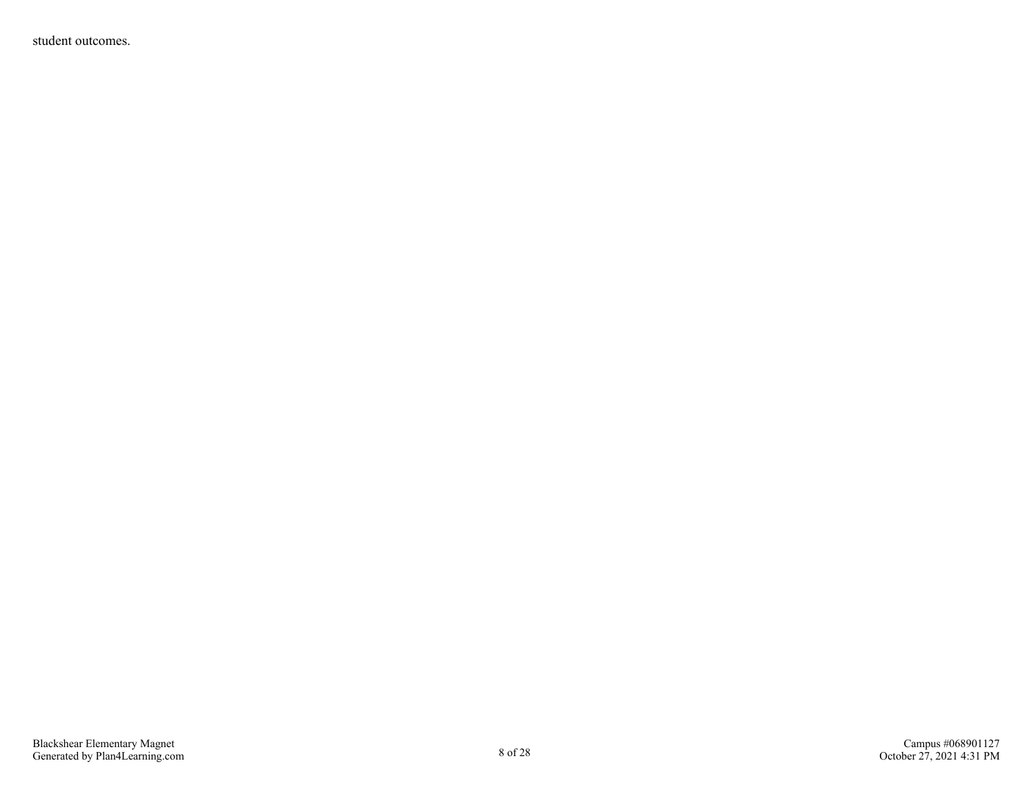student outcomes.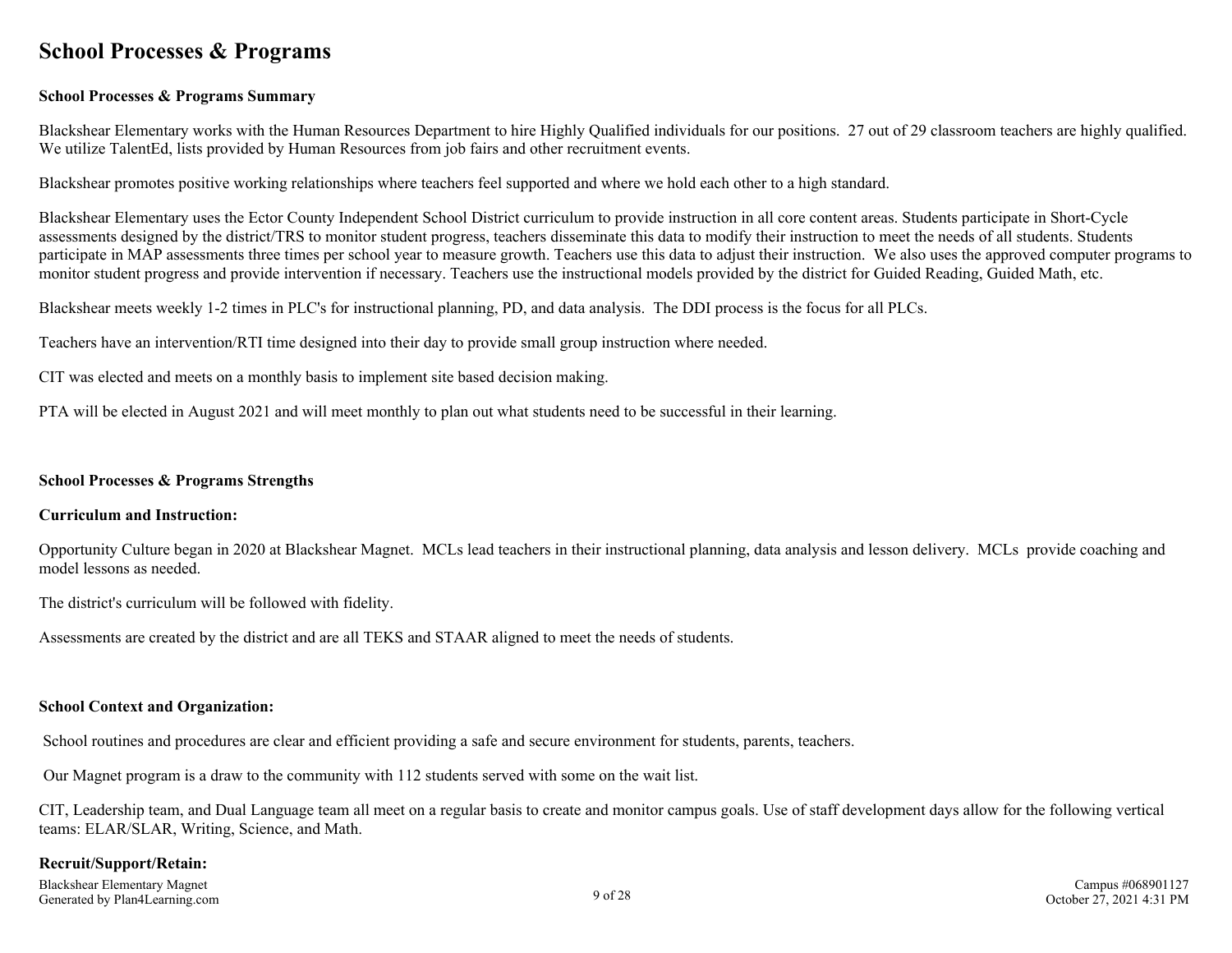# School Processes & Programs

**School Processes & Programs Summary**

Blackshear Elementary works with the Human Resources Department to hire Highly Qualified individuals for our positions. 27 out of 29 classroom teachers are highly qualified. We utilize TalentEd, lists provided by Human Resources from job fairs and other recruitment events.

Blackshear promotes positive working relationships where teachers feel supported and where we hold each other to a high standard.

Blackshear Elementary uses the Ector County Independent School District curriculum to provide instruction in all core content areas. Students participate in Short-Cycle assessments designed by the district/TRS to monitor student progress, teachers disseminate this data to modify their instruction to meet the needs of all students. Students participate in MAP assessments three times per school year to measure growth. Teachers use this data to adjust their instruction. We also uses the approved computer programs to monitor student progress and provide intervention if necessary. Teachers use the instructional models provided by the district for Guided Reading, Guided Math, etc.

Blackshear meets weekly 1-2 times in PLC's for instructional planning, PD, and data analysis. The DDI process is the focus for all PLCs.

Teachers have an intervention/RTI time designed into their day to provide small group instruction where needed.

CIT was elected and meets on a monthly basis to implement site based decision making.

PTA will be elected in August 2021 and will meet monthly to plan out what students need to be successful in their learning.

**School Processes & Programs Strengths**

**Curriculum and Instruction:**

Opportunity Culture began in 2020 at Blackshear Magnet. MCLs lead teachers in their instructional planning, data analysis and lesson delivery. MCLs provide coaching and model lessons as needed.

The district's curriculum will be followed with fidelity.

Assessments are created by the district and are all TEKS and STAAR aligned to meet the needs of students.

**School Context and Organization:**

School routines and procedures are clear and efficient providing a safe and secure environment for students, parents, teachers.

Our Magnet program is a draw to the community with 112 students served with some on the wait list.

CIT, Leadership team, and Dual Language team all meet on a regular basis to create and monitor campus goals. Use of staff development days allow for the following vertical teams: ELAR/SLAR, Writing, Science, and Math.

**Recruit/Support/Retain:**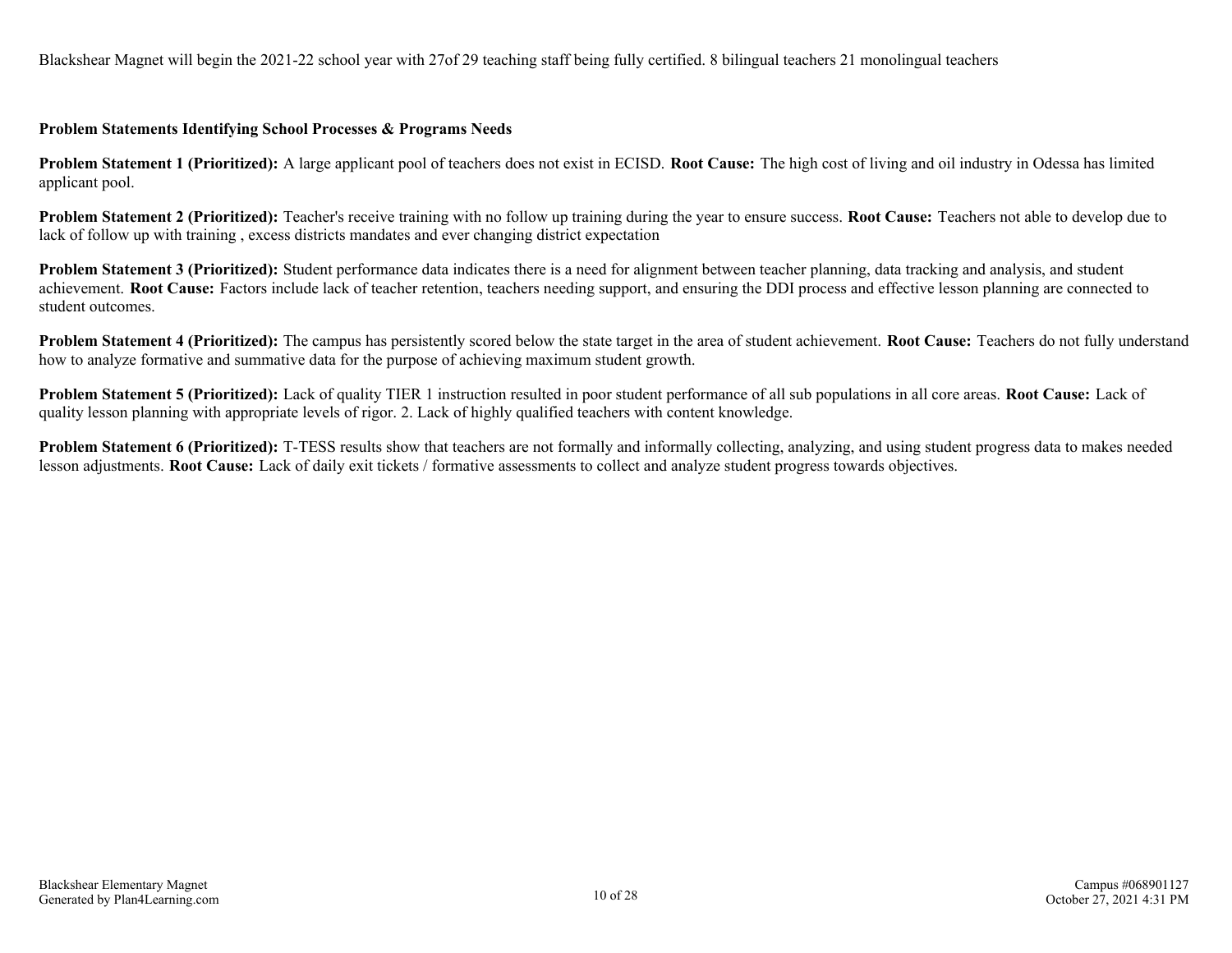Blackshear Magnet will begin the 2021-22 school year with 27of 29 teaching staff being fully certified. 8 bilingual teachers 21 monolingual teachers

**Problem Statements Identifying School Processes & Programs Needs**

**Problem Statement 1 (Prioritized):** A large applicant pool of teachers does not exist in ECISD. **Root Cause:** The high cost of living and oil industry in Odessa has limited applicant pool.

**Problem Statement 2 (Prioritized):** Teacher's receive training with no follow up training during the year to ensure success. **Root Cause:** Teachers not able to develop due to lack of follow up with training , excess districts mandates and ever changing district expectation

**Problem Statement 3 (Prioritized):** Student performance data indicates there is a need for alignment between teacher planning, data tracking and analysis, and student achievement. **Root Cause:** Factors include lack of teacher retention, teachers needing support, and ensuring the DDI process and effective lesson planning are connected to student outcomes.

**Problem Statement 4 (Prioritized):** The campus has persistently scored below the state target in the area of student achievement. **Root Cause:** Teachers do not fully understand how to analyze formative and summative data for the purpose of achieving maximum student growth.

**Problem Statement 5 (Prioritized):** Lack of quality TIER 1 instruction resulted in poor student performance of all sub populations in all core areas. **Root Cause:** Lack of quality lesson planning with appropriate levels of rigor. 2. Lack of highly qualified teachers with content knowledge.

**Problem Statement 6 (Prioritized):** T-TESS results show that teachers are not formally and informally collecting, analyzing, and using student progress data to makes needed lesson adjustments. **Root Cause:** Lack of daily exit tickets / formative assessments to collect and analyze student progress towards objectives.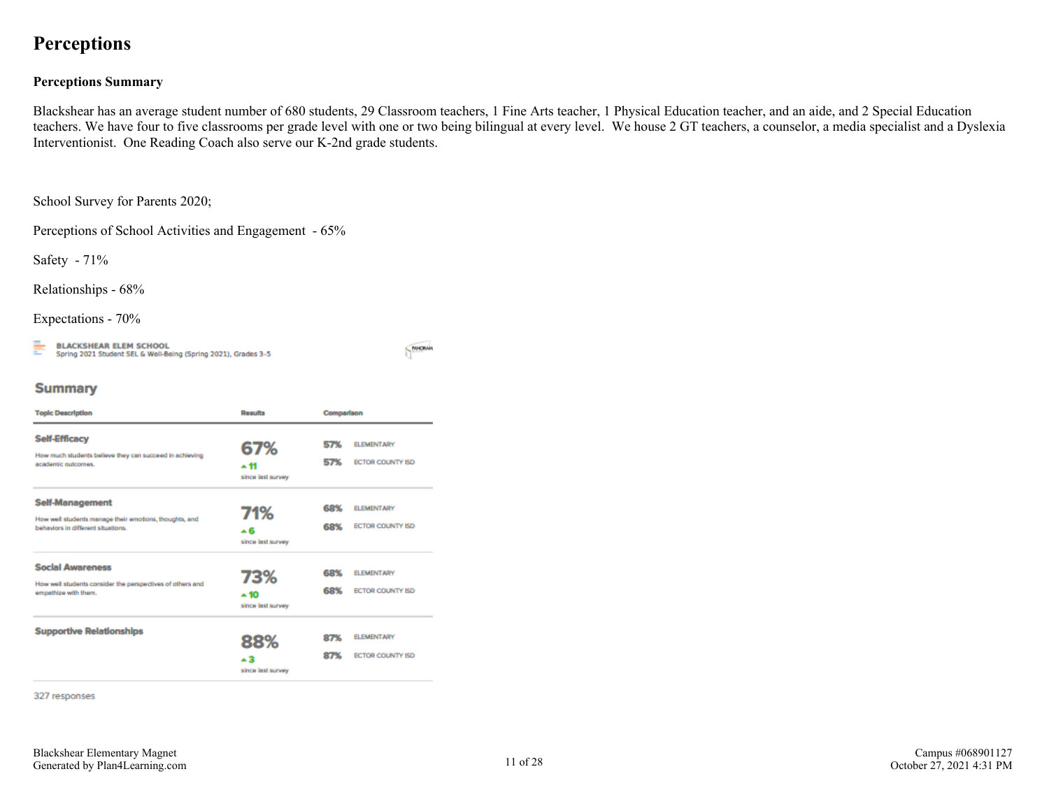# Perceptions

## Perceptions Summary

Blackshear has an average student number of 680 students, 29 Classroom teachers, 1 Fine Arts teacher, 1 Physical Education teacher, and an aide, and 2 Special Education teachers. We have four to five classrooms per grade level with one or two being bilingual at every level. We house 2 GT teachers, a counselor, a media specialist and a Dyslexia Interventionist. One Reading Coach also serve our K-2nd grade students.

School Survey for Parents 2020;

Perceptions of School Activities and Engagement - 65%

Safety - 71%

Relationships - 68%

Expectations - 70%

**BLACKSHEAR ELEM SCHOOL**
Spring 2021 Student SEL & Well-Being (Spring 2021), Grades 3-5

## Summary

| Topic Description | Results | Comparison |
|---|---|---|
| **Self-Efficacy** How much students believe they can succeed in achieving academic outcomes. | 67% ▲11 since last survey | 57% ELEMENTARY; 57% ECTOR COUNTY ISD |
| **Self-Management** How well students manage their emotions, thoughts, and behaviors in different situations. | 71% ▲6 since last survey | 68% ELEMENTARY; 68% ECTOR COUNTY ISD |
| **Social Awareness** How well students consider the perspectives of others and empathize with them. | 73% ▲10 since last survey | 68% ELEMENTARY; 68% ECTOR COUNTY ISD |
| **Supportive Relationships** | 88% ▲3 since last survey | 87% ELEMENTARY; 87% ECTOR COUNTY ISD |

327 responses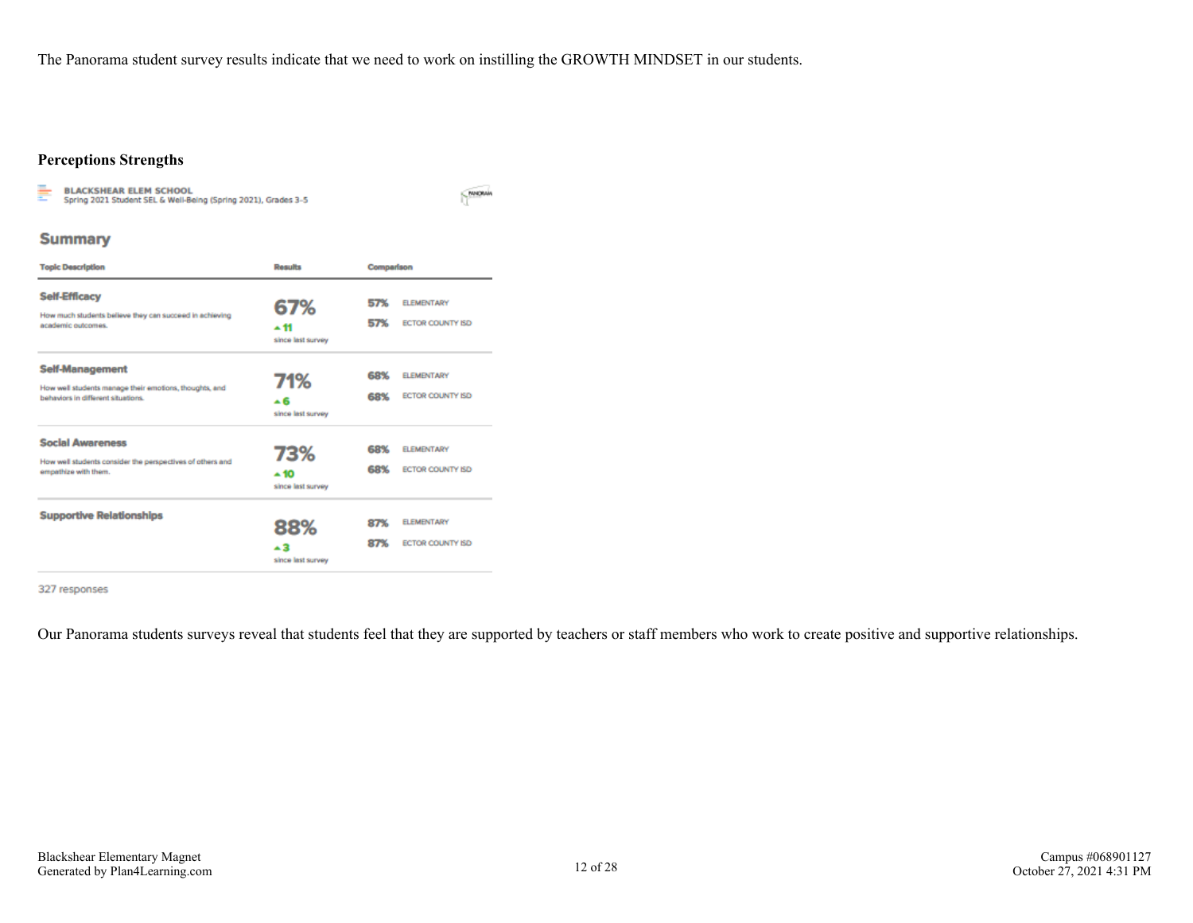The Panorama student survey results indicate that we need to work on instilling the GROWTH MINDSET in our students.

**Perceptions Strengths**

BLACKSHEAR ELEM SCHOOL
Spring 2021 Student SEL & Well-Being (Spring 2021), Grades 3-5

## Summary

| Topic Description | Results | Comparison |
|---|---|---|
| **Self-Efficacy** How much students believe they can succeed in achieving academic outcomes. | 67% ▲11 since last survey | 57% ELEMENTARY; 57% ECTOR COUNTY ISD |
| **Self-Management** How well students manage their emotions, thoughts, and behaviors in different situations. | 71% ▲6 since last survey | 68% ELEMENTARY; 68% ECTOR COUNTY ISD |
| **Social Awareness** How well students consider the perspectives of others and empathize with them. | 73% ▲10 since last survey | 68% ELEMENTARY; 68% ECTOR COUNTY ISD |
| **Supportive Relationships** | 88% ▲3 since last survey | 87% ELEMENTARY; 87% ECTOR COUNTY ISD |

327 responses

Our Panorama students surveys reveal that students feel that they are supported by teachers or staff members who work to create positive and supportive relationships.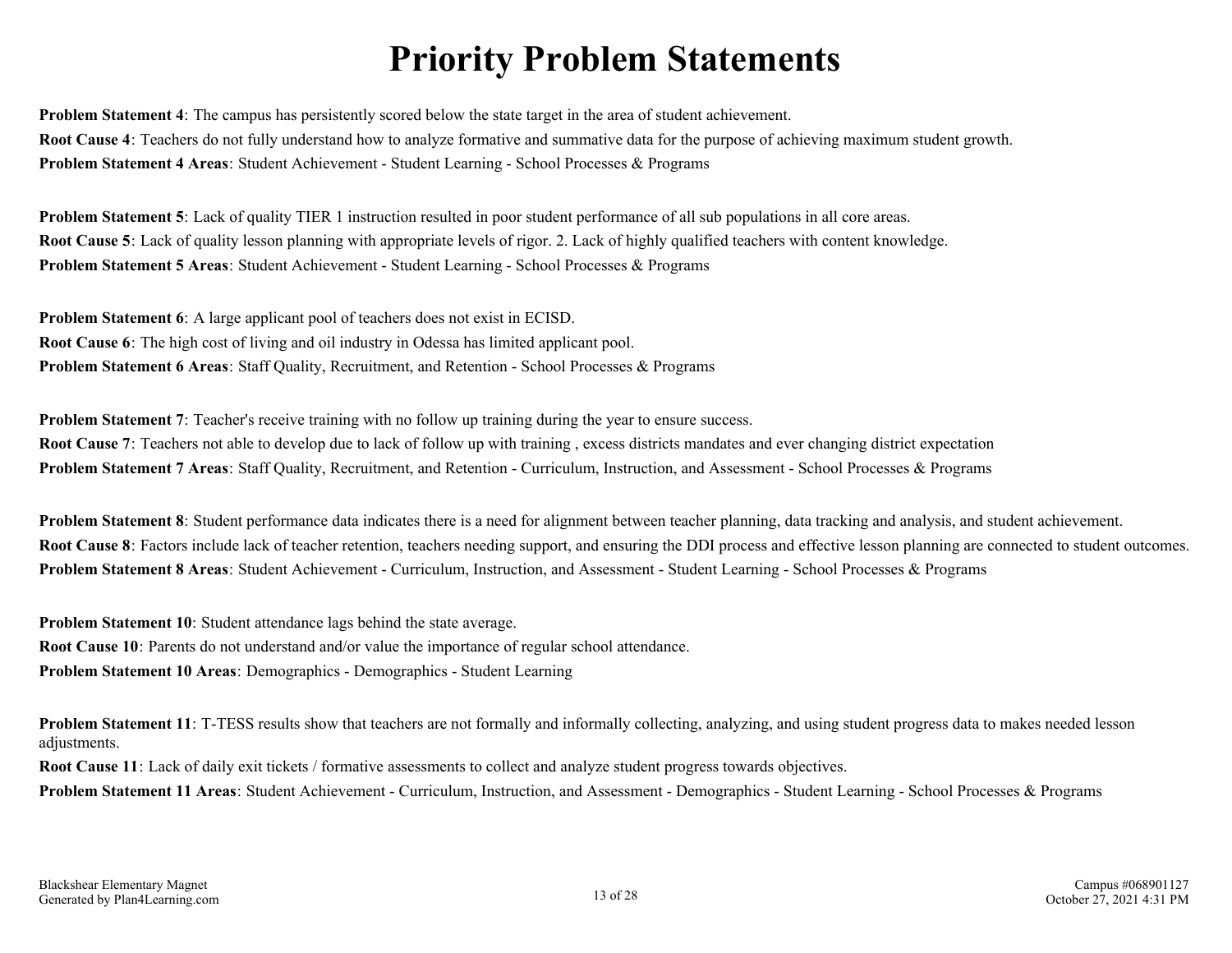# Priority Problem Statements

**Problem Statement 4**: The campus has persistently scored below the state target in the area of student achievement.

**Root Cause 4**: Teachers do not fully understand how to analyze formative and summative data for the purpose of achieving maximum student growth.

**Problem Statement 4 Areas**: Student Achievement - Student Learning - School Processes & Programs

**Problem Statement 5**: Lack of quality TIER 1 instruction resulted in poor student performance of all sub populations in all core areas.

**Root Cause 5**: Lack of quality lesson planning with appropriate levels of rigor. 2. Lack of highly qualified teachers with content knowledge.

**Problem Statement 5 Areas**: Student Achievement - Student Learning - School Processes & Programs

**Problem Statement 6**: A large applicant pool of teachers does not exist in ECISD.

**Root Cause 6**: The high cost of living and oil industry in Odessa has limited applicant pool.

**Problem Statement 6 Areas**: Staff Quality, Recruitment, and Retention - School Processes & Programs

**Problem Statement 7**: Teacher's receive training with no follow up training during the year to ensure success.

**Root Cause 7**: Teachers not able to develop due to lack of follow up with training , excess districts mandates and ever changing district expectation

**Problem Statement 7 Areas**: Staff Quality, Recruitment, and Retention - Curriculum, Instruction, and Assessment - School Processes & Programs

**Problem Statement 8**: Student performance data indicates there is a need for alignment between teacher planning, data tracking and analysis, and student achievement.

**Root Cause 8**: Factors include lack of teacher retention, teachers needing support, and ensuring the DDI process and effective lesson planning are connected to student outcomes.

**Problem Statement 8 Areas**: Student Achievement - Curriculum, Instruction, and Assessment - Student Learning - School Processes & Programs

**Problem Statement 10**: Student attendance lags behind the state average.

**Root Cause 10**: Parents do not understand and/or value the importance of regular school attendance.

**Problem Statement 10 Areas**: Demographics - Demographics - Student Learning

**Problem Statement 11**: T-TESS results show that teachers are not formally and informally collecting, analyzing, and using student progress data to makes needed lesson adjustments.

**Root Cause 11**: Lack of daily exit tickets / formative assessments to collect and analyze student progress towards objectives.

**Problem Statement 11 Areas**: Student Achievement - Curriculum, Instruction, and Assessment - Demographics - Student Learning - School Processes & Programs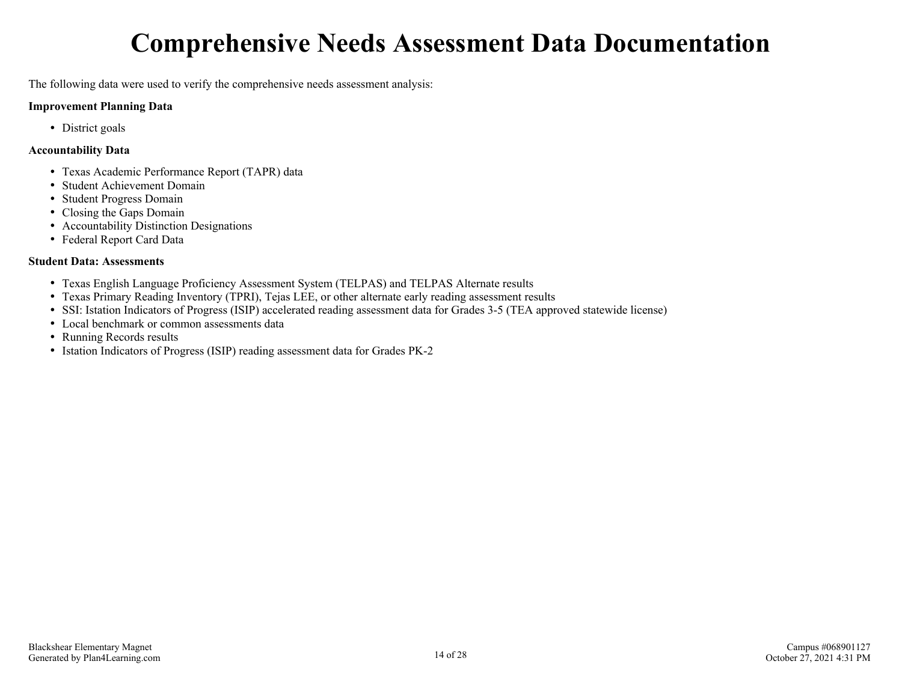# Comprehensive Needs Assessment Data Documentation

The following data were used to verify the comprehensive needs assessment analysis:

**Improvement Planning Data**

- District goals

**Accountability Data**

- Texas Academic Performance Report (TAPR) data
- Student Achievement Domain
- Student Progress Domain
- Closing the Gaps Domain
- Accountability Distinction Designations
- Federal Report Card Data

**Student Data: Assessments**

- Texas English Language Proficiency Assessment System (TELPAS) and TELPAS Alternate results
- Texas Primary Reading Inventory (TPRI), Tejas LEE, or other alternate early reading assessment results
- SSI: Istation Indicators of Progress (ISIP) accelerated reading assessment data for Grades 3-5 (TEA approved statewide license)
- Local benchmark or common assessments data
- Running Records results
- Istation Indicators of Progress (ISIP) reading assessment data for Grades PK-2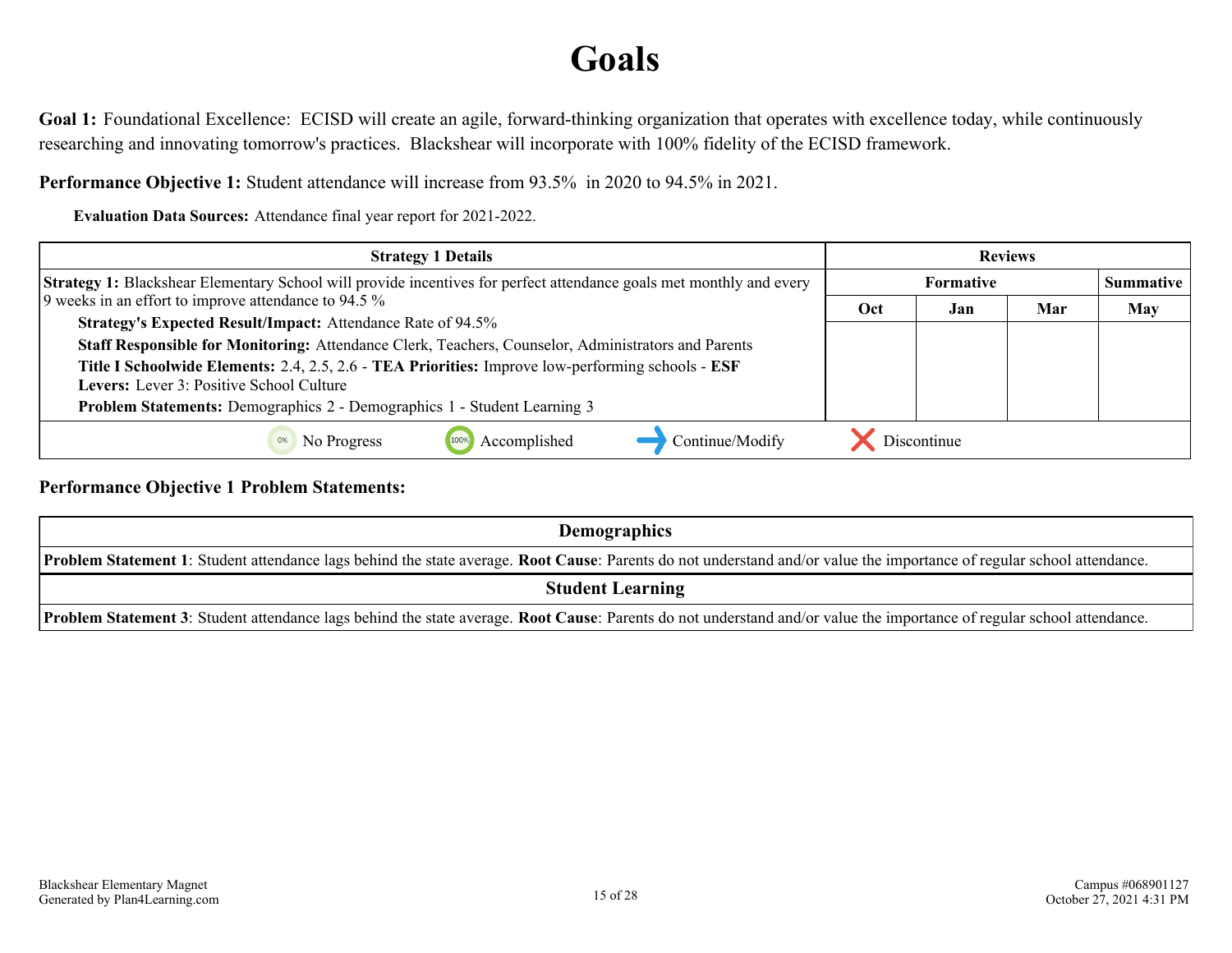# Goals

**Goal 1:** Foundational Excellence: ECISD will create an agile, forward-thinking organization that operates with excellence today, while continuously researching and innovating tomorrow's practices. Blackshear will incorporate with 100% fidelity of the ECISD framework.

**Performance Objective 1:** Student attendance will increase from 93.5% in 2020 to 94.5% in 2021.

**Evaluation Data Sources:** Attendance final year report for 2021-2022.

| Strategy 1 Details | Reviews | | | |
|---|---|---|---|---|
| | Formative | | | Summative |
| | Oct | Jan | Mar | May |
| **Strategy 1:** Blackshear Elementary School will provide incentives for perfect attendance goals met monthly and every 9 weeks in an effort to improve attendance to 94.5 %<br>**Strategy's Expected Result/Impact:** Attendance Rate of 94.5%<br>**Staff Responsible for Monitoring:** Attendance Clerk, Teachers, Counselor, Administrators and Parents<br>**Title I Schoolwide Elements:** 2.4, 2.5, 2.6 - **TEA Priorities:** Improve low-performing schools - **ESF Levers:** Lever 3: Positive School Culture<br>**Problem Statements:** Demographics 2 - Demographics 1 - Student Learning 3 | | | | |
| No Progress · Accomplished · Continue/Modify · Discontinue | | | | |

**Performance Objective 1 Problem Statements:**

| Demographics |
|---|
| **Problem Statement 1**: Student attendance lags behind the state average. **Root Cause**: Parents do not understand and/or value the importance of regular school attendance. |

| Student Learning |
|---|
| **Problem Statement 3**: Student attendance lags behind the state average. **Root Cause**: Parents do not understand and/or value the importance of regular school attendance. |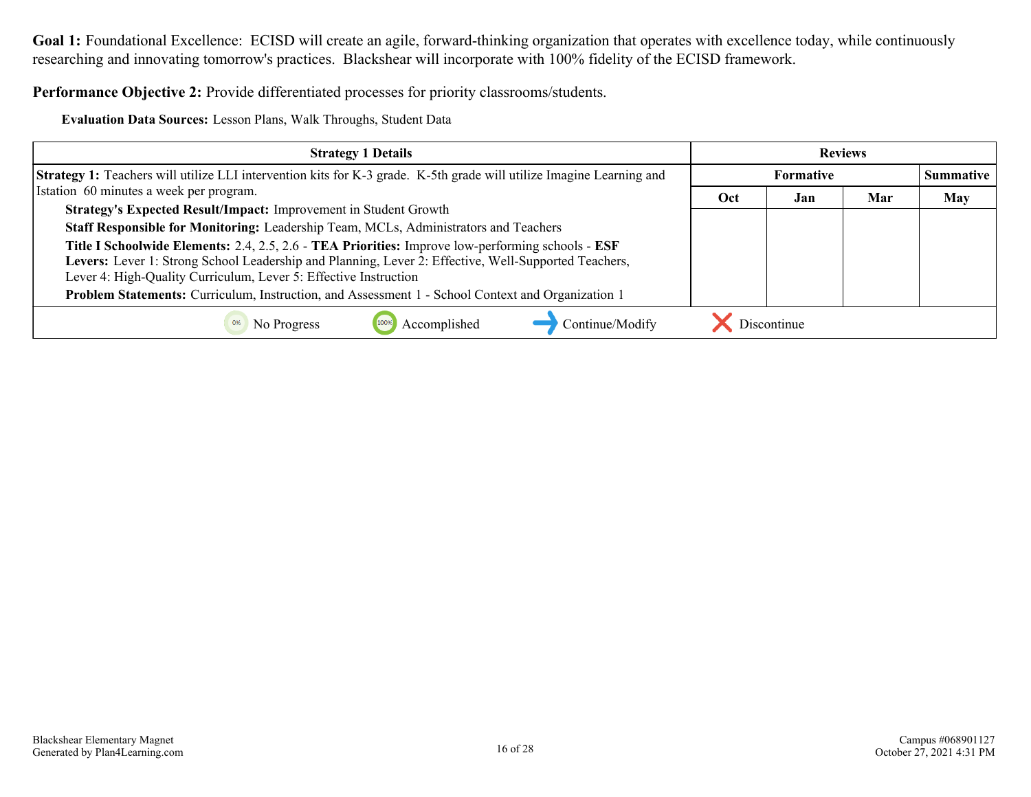**Goal 1:** Foundational Excellence: ECISD will create an agile, forward-thinking organization that operates with excellence today, while continuously researching and innovating tomorrow's practices. Blackshear will incorporate with 100% fidelity of the ECISD framework.

**Performance Objective 2:** Provide differentiated processes for priority classrooms/students.

**Evaluation Data Sources:** Lesson Plans, Walk Throughs, Student Data

| Strategy 1 Details | Reviews | | | |
|---|---|---|---|---|
| | Formative | | | Summative |
| | Oct | Jan | Mar | May |
| **Strategy 1:** Teachers will utilize LLI intervention kits for K-3 grade. K-5th grade will utilize Imagine Learning and Istation 60 minutes a week per program.<br>**Strategy's Expected Result/Impact:** Improvement in Student Growth<br>**Staff Responsible for Monitoring:** Leadership Team, MCLs, Administrators and Teachers<br>**Title I Schoolwide Elements:** 2.4, 2.5, 2.6 - **TEA Priorities:** Improve low-performing schools - **ESF Levers:** Lever 1: Strong School Leadership and Planning, Lever 2: Effective, Well-Supported Teachers, Lever 4: High-Quality Curriculum, Lever 5: Effective Instruction<br>**Problem Statements:** Curriculum, Instruction, and Assessment 1 - School Context and Organization 1 | | | | |

0% No Progress | 100% Accomplished | Continue/Modify | Discontinue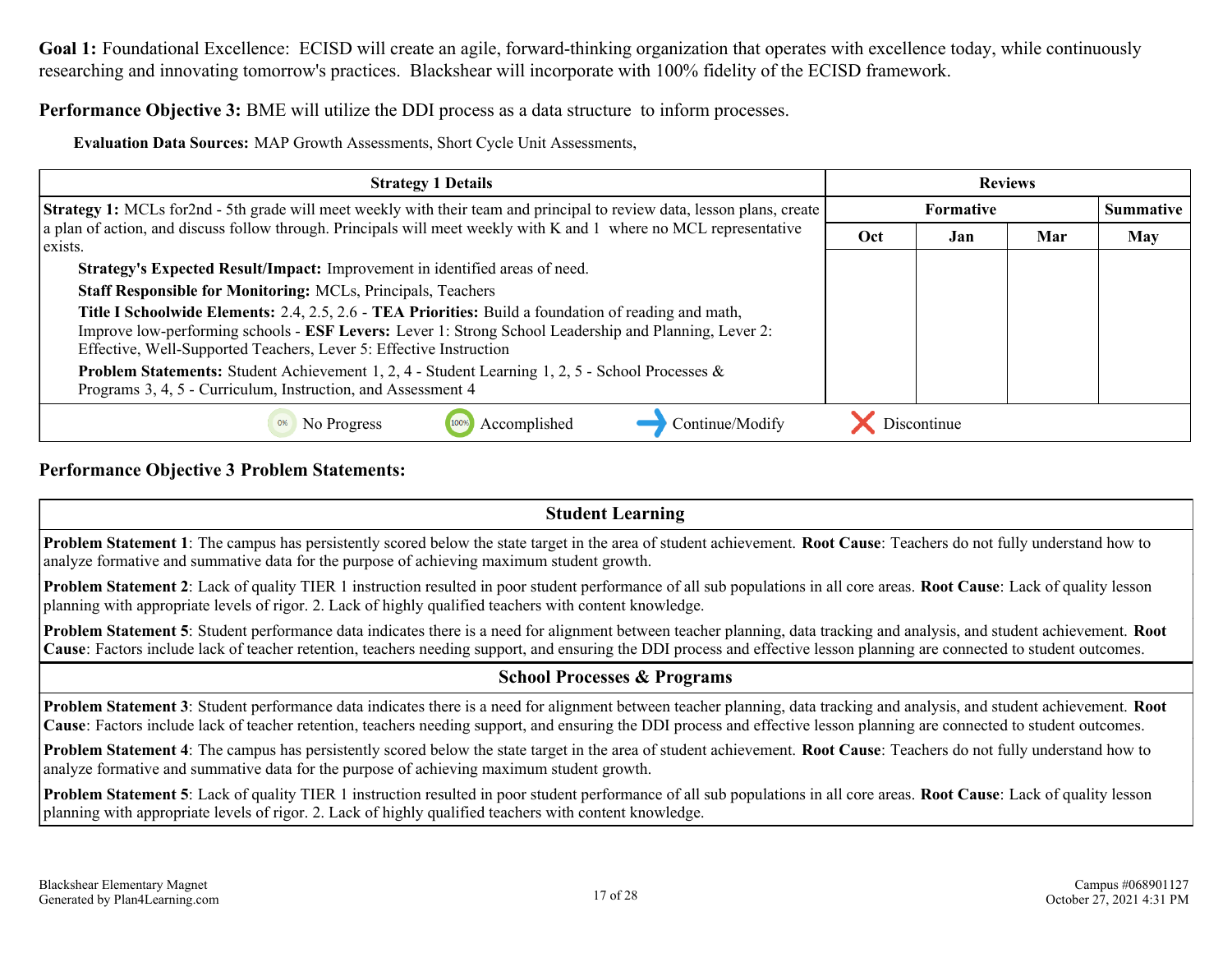**Goal 1:** Foundational Excellence: ECISD will create an agile, forward-thinking organization that operates with excellence today, while continuously researching and innovating tomorrow's practices. Blackshear will incorporate with 100% fidelity of the ECISD framework.

**Performance Objective 3:** BME will utilize the DDI process as a data structure to inform processes.

**Evaluation Data Sources:** MAP Growth Assessments, Short Cycle Unit Assessments,

| Strategy 1 Details | Reviews | | | |
|---|---|---|---|---|
| | Formative | | | Summative |
| | Oct | Jan | Mar | May |
| **Strategy 1:** MCLs for2nd - 5th grade will meet weekly with their team and principal to review data, lesson plans, create a plan of action, and discuss follow through. Principals will meet weekly with K and 1 where no MCL representative exists.<br>**Strategy's Expected Result/Impact:** Improvement in identified areas of need.<br>**Staff Responsible for Monitoring:** MCLs, Principals, Teachers<br>**Title I Schoolwide Elements:** 2.4, 2.5, 2.6 - **TEA Priorities:** Build a foundation of reading and math, Improve low-performing schools - **ESF Levers:** Lever 1: Strong School Leadership and Planning, Lever 2: Effective, Well-Supported Teachers, Lever 5: Effective Instruction<br>**Problem Statements:** Student Achievement 1, 2, 4 - Student Learning 1, 2, 5 - School Processes & Programs 3, 4, 5 - Curriculum, Instruction, and Assessment 4 | | | | |
| 0% No Progress &nbsp;&nbsp; 100% Accomplished &nbsp;&nbsp; → Continue/Modify &nbsp;&nbsp; ✕ Discontinue | | | | |

**Performance Objective 3 Problem Statements:**

| Student Learning |
|---|
| **Problem Statement 1**: The campus has persistently scored below the state target in the area of student achievement. **Root Cause**: Teachers do not fully understand how to analyze formative and summative data for the purpose of achieving maximum student growth. |
| **Problem Statement 2**: Lack of quality TIER 1 instruction resulted in poor student performance of all sub populations in all core areas. **Root Cause**: Lack of quality lesson planning with appropriate levels of rigor. 2. Lack of highly qualified teachers with content knowledge. |
| **Problem Statement 5**: Student performance data indicates there is a need for alignment between teacher planning, data tracking and analysis, and student achievement. **Root Cause**: Factors include lack of teacher retention, teachers needing support, and ensuring the DDI process and effective lesson planning are connected to student outcomes. |

| School Processes & Programs |
|---|
| **Problem Statement 3**: Student performance data indicates there is a need for alignment between teacher planning, data tracking and analysis, and student achievement. **Root Cause**: Factors include lack of teacher retention, teachers needing support, and ensuring the DDI process and effective lesson planning are connected to student outcomes. |
| **Problem Statement 4**: The campus has persistently scored below the state target in the area of student achievement. **Root Cause**: Teachers do not fully understand how to analyze formative and summative data for the purpose of achieving maximum student growth. |
| **Problem Statement 5**: Lack of quality TIER 1 instruction resulted in poor student performance of all sub populations in all core areas. **Root Cause**: Lack of quality lesson planning with appropriate levels of rigor. 2. Lack of highly qualified teachers with content knowledge. |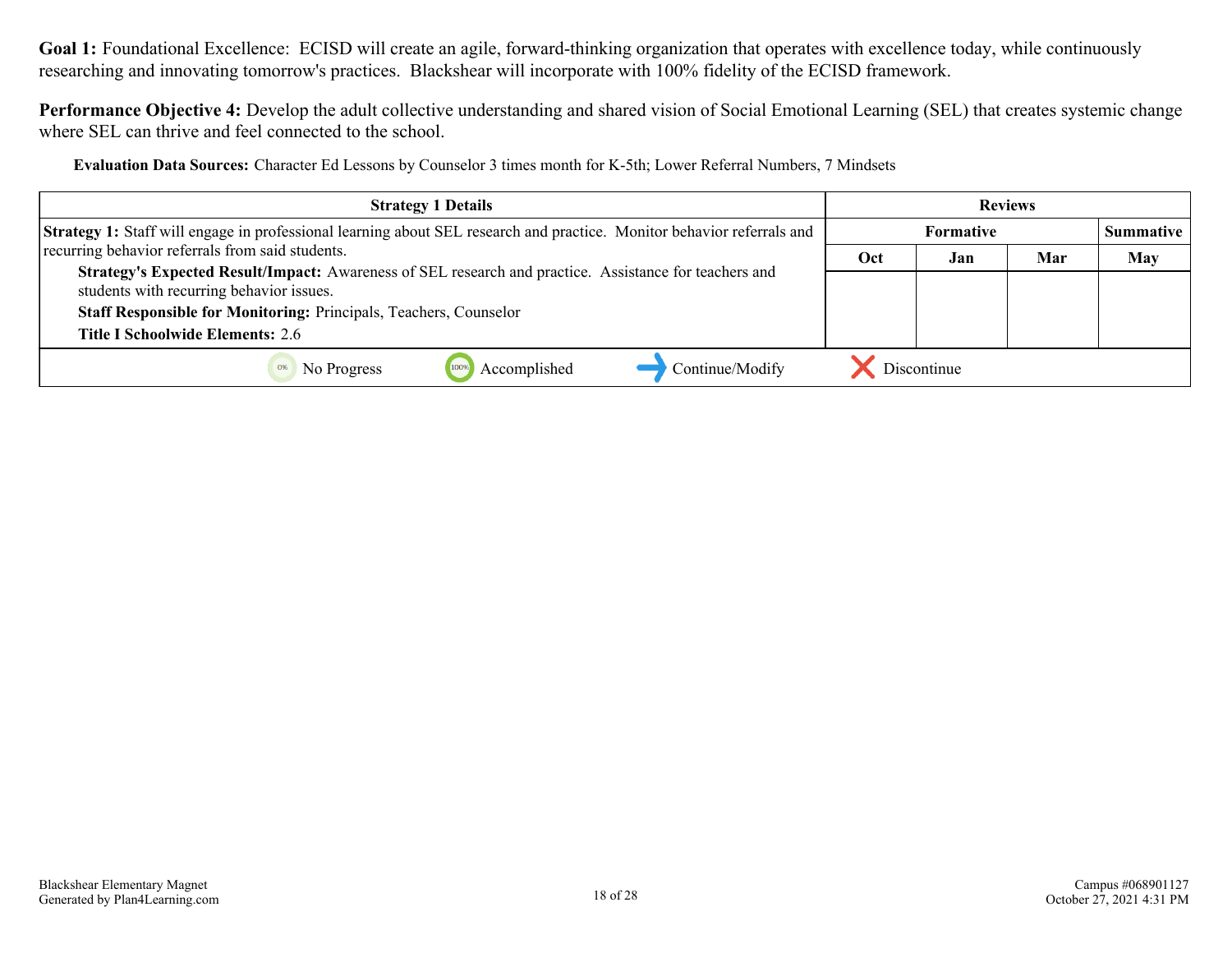**Goal 1:** Foundational Excellence: ECISD will create an agile, forward-thinking organization that operates with excellence today, while continuously researching and innovating tomorrow's practices. Blackshear will incorporate with 100% fidelity of the ECISD framework.

**Performance Objective 4:** Develop the adult collective understanding and shared vision of Social Emotional Learning (SEL) that creates systemic change where SEL can thrive and feel connected to the school.

**Evaluation Data Sources:** Character Ed Lessons by Counselor 3 times month for K-5th; Lower Referral Numbers, 7 Mindsets

| Strategy 1 Details | Reviews | | | |
|---|---|---|---|---|
| | Formative | | | Summative |
| | Oct | Jan | Mar | May |
| **Strategy 1:** Staff will engage in professional learning about SEL research and practice. Monitor behavior referrals and recurring behavior referrals from said students.<br>**Strategy's Expected Result/Impact:** Awareness of SEL research and practice. Assistance for teachers and students with recurring behavior issues.<br>**Staff Responsible for Monitoring:** Principals, Teachers, Counselor<br>**Title I Schoolwide Elements:** 2.6 | | | | |

No Progress | Accomplished | Continue/Modify | Discontinue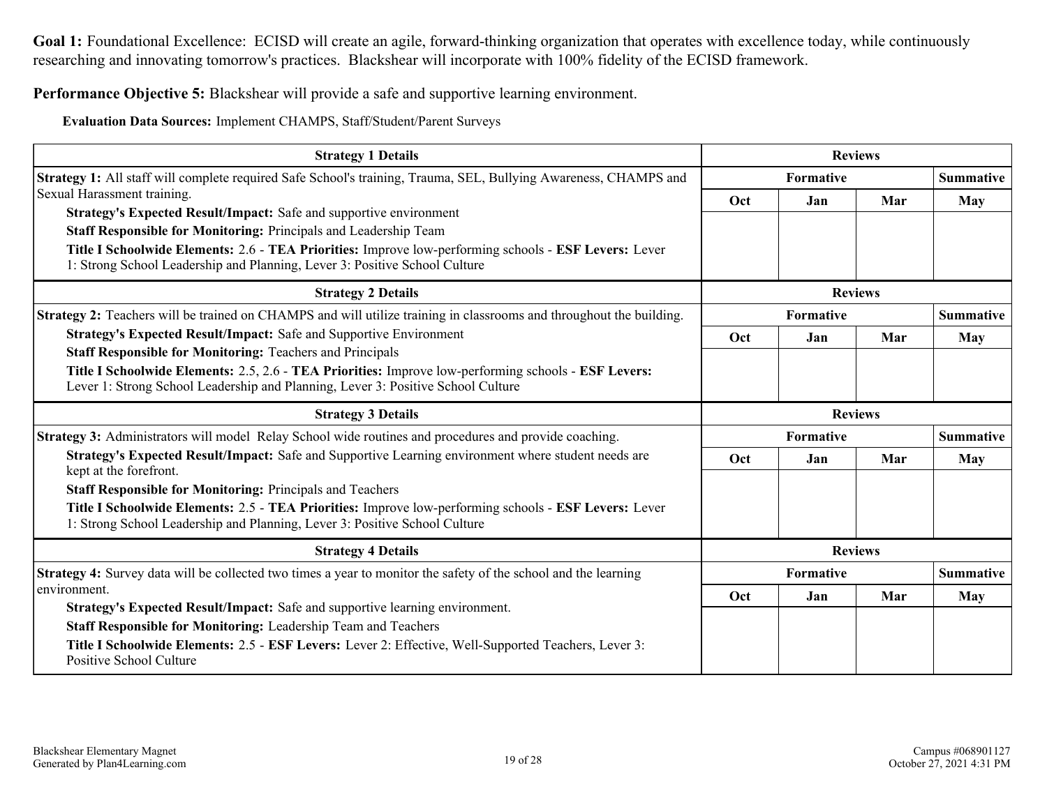**Goal 1:** Foundational Excellence: ECISD will create an agile, forward-thinking organization that operates with excellence today, while continuously researching and innovating tomorrow's practices. Blackshear will incorporate with 100% fidelity of the ECISD framework.

**Performance Objective 5:** Blackshear will provide a safe and supportive learning environment.

**Evaluation Data Sources:** Implement CHAMPS, Staff/Student/Parent Surveys

| Strategy 1 Details | Reviews | | | |
|---|---|---|---|---|
| | Formative | | | Summative |
| | Oct | Jan | Mar | May |
| **Strategy 1:** All staff will complete required Safe School's training, Trauma, SEL, Bullying Awareness, CHAMPS and Sexual Harassment training.<br>**Strategy's Expected Result/Impact:** Safe and supportive environment<br>**Staff Responsible for Monitoring:** Principals and Leadership Team<br>**Title I Schoolwide Elements:** 2.6 - **TEA Priorities:** Improve low-performing schools - **ESF Levers:** Lever 1: Strong School Leadership and Planning, Lever 3: Positive School Culture | | | | |

| Strategy 2 Details | Reviews | | | |
|---|---|---|---|---|
| | Formative | | | Summative |
| | Oct | Jan | Mar | May |
| **Strategy 2:** Teachers will be trained on CHAMPS and will utilize training in classrooms and throughout the building.<br>**Strategy's Expected Result/Impact:** Safe and Supportive Environment<br>**Staff Responsible for Monitoring:** Teachers and Principals<br>**Title I Schoolwide Elements:** 2.5, 2.6 - **TEA Priorities:** Improve low-performing schools - **ESF Levers:** Lever 1: Strong School Leadership and Planning, Lever 3: Positive School Culture | | | | |

| Strategy 3 Details | Reviews | | | |
|---|---|---|---|---|
| | Formative | | | Summative |
| | Oct | Jan | Mar | May |
| **Strategy 3:** Administrators will model Relay School wide routines and procedures and provide coaching.<br>**Strategy's Expected Result/Impact:** Safe and Supportive Learning environment where student needs are kept at the forefront.<br>**Staff Responsible for Monitoring:** Principals and Teachers<br>**Title I Schoolwide Elements:** 2.5 - **TEA Priorities:** Improve low-performing schools - **ESF Levers:** Lever 1: Strong School Leadership and Planning, Lever 3: Positive School Culture | | | | |

| Strategy 4 Details | Reviews | | | |
|---|---|---|---|---|
| | Formative | | | Summative |
| | Oct | Jan | Mar | May |
| **Strategy 4:** Survey data will be collected two times a year to monitor the safety of the school and the learning environment.<br>**Strategy's Expected Result/Impact:** Safe and supportive learning environment.<br>**Staff Responsible for Monitoring:** Leadership Team and Teachers<br>**Title I Schoolwide Elements:** 2.5 - **ESF Levers:** Lever 2: Effective, Well-Supported Teachers, Lever 3: Positive School Culture | | | | |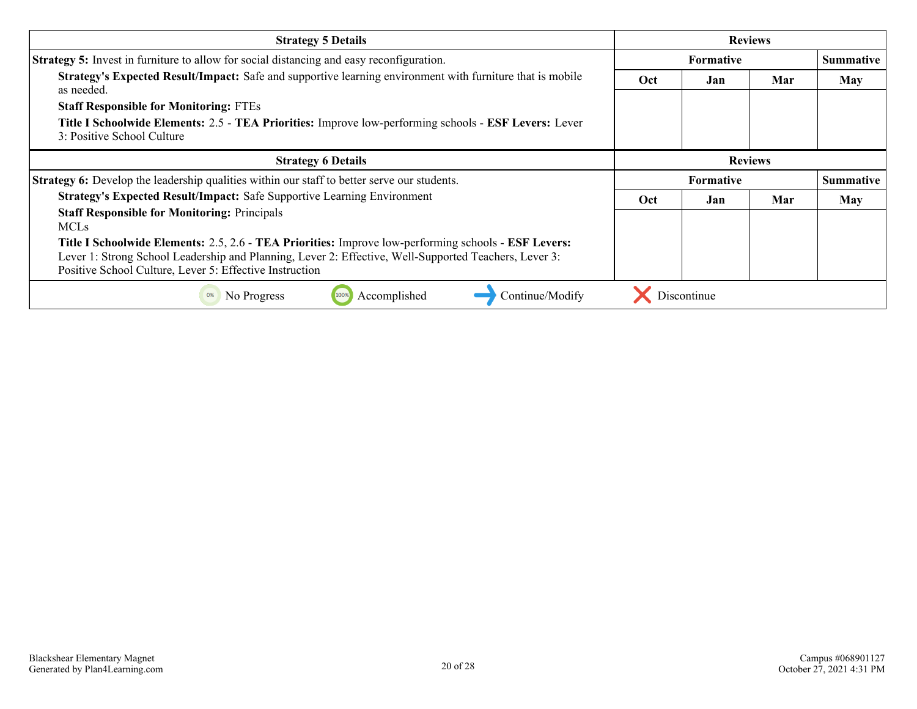| Strategy 5 Details | Reviews | | | |
|---|---|---|---|---|
| | Formative | | | Summative |
| **Strategy 5:** Invest in furniture to allow for social distancing and easy reconfiguration.<br>**Strategy's Expected Result/Impact:** Safe and supportive learning environment with furniture that is mobile as needed.<br>**Staff Responsible for Monitoring:** FTEs<br>**Title I Schoolwide Elements:** 2.5 - **TEA Priorities:** Improve low-performing schools - **ESF Levers:** Lever 3: Positive School Culture | Oct | Jan | Mar | May |
| | | | | |

| Strategy 6 Details | Reviews | | | |
|---|---|---|---|---|
| | Formative | | | Summative |
| **Strategy 6:** Develop the leadership qualities within our staff to better serve our students.<br>**Strategy's Expected Result/Impact:** Safe Supportive Learning Environment<br>**Staff Responsible for Monitoring:** Principals<br>MCLs<br>**Title I Schoolwide Elements:** 2.5, 2.6 - **TEA Priorities:** Improve low-performing schools - **ESF Levers:** Lever 1: Strong School Leadership and Planning, Lever 2: Effective, Well-Supported Teachers, Lever 3: Positive School Culture, Lever 5: Effective Instruction | Oct | Jan | Mar | May |
| | | | | |

No Progress | Accomplished | Continue/Modify | Discontinue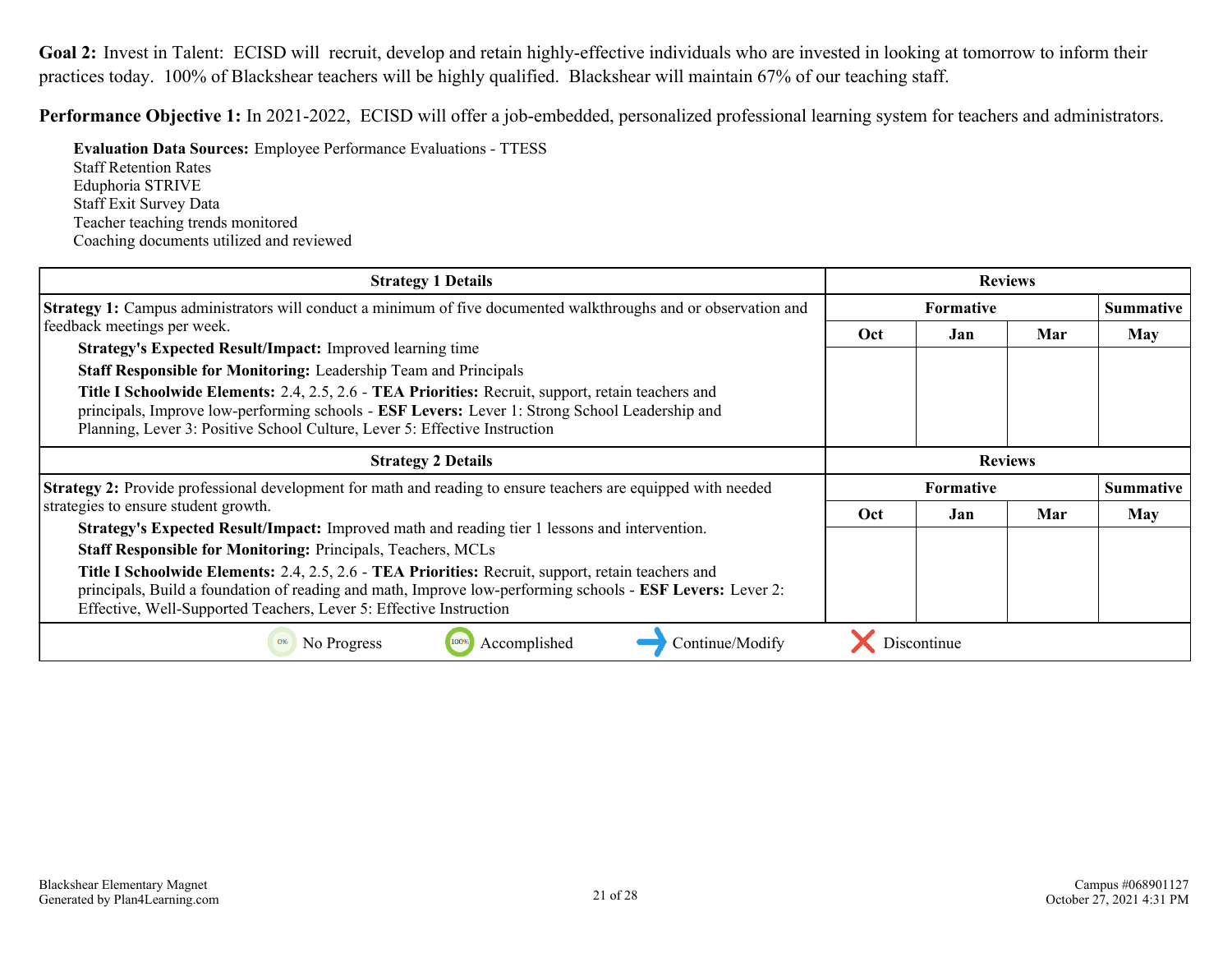**Goal 2:** Invest in Talent: ECISD will recruit, develop and retain highly-effective individuals who are invested in looking at tomorrow to inform their practices today. 100% of Blackshear teachers will be highly qualified. Blackshear will maintain 67% of our teaching staff.

**Performance Objective 1:** In 2021-2022, ECISD will offer a job-embedded, personalized professional learning system for teachers and administrators.

**Evaluation Data Sources:** Employee Performance Evaluations - TTESS
Staff Retention Rates
Eduphoria STRIVE
Staff Exit Survey Data
Teacher teaching trends monitored
Coaching documents utilized and reviewed

| Strategy 1 Details | Reviews | | | |
|---|---|---|---|---|
| **Strategy 1:** Campus administrators will conduct a minimum of five documented walkthroughs and or observation and feedback meetings per week.<br>**Strategy's Expected Result/Impact:** Improved learning time<br>**Staff Responsible for Monitoring:** Leadership Team and Principals<br>**Title I Schoolwide Elements:** 2.4, 2.5, 2.6 - **TEA Priorities:** Recruit, support, retain teachers and principals, Improve low-performing schools - **ESF Levers:** Lever 1: Strong School Leadership and Planning, Lever 3: Positive School Culture, Lever 5: Effective Instruction | Formative | | | Summative |
| | Oct | Jan | Mar | May |
| | | | | |

| Strategy 2 Details | Reviews | | | |
|---|---|---|---|---|
| **Strategy 2:** Provide professional development for math and reading to ensure teachers are equipped with needed strategies to ensure student growth.<br>**Strategy's Expected Result/Impact:** Improved math and reading tier 1 lessons and intervention.<br>**Staff Responsible for Monitoring:** Principals, Teachers, MCLs<br>**Title I Schoolwide Elements:** 2.4, 2.5, 2.6 - **TEA Priorities:** Recruit, support, retain teachers and principals, Build a foundation of reading and math, Improve low-performing schools - **ESF Levers:** Lever 2: Effective, Well-Supported Teachers, Lever 5: Effective Instruction | Formative | | | Summative |
| | Oct | Jan | Mar | May |
| | | | | |

0% No Progress | 100% Accomplished | Continue/Modify | Discontinue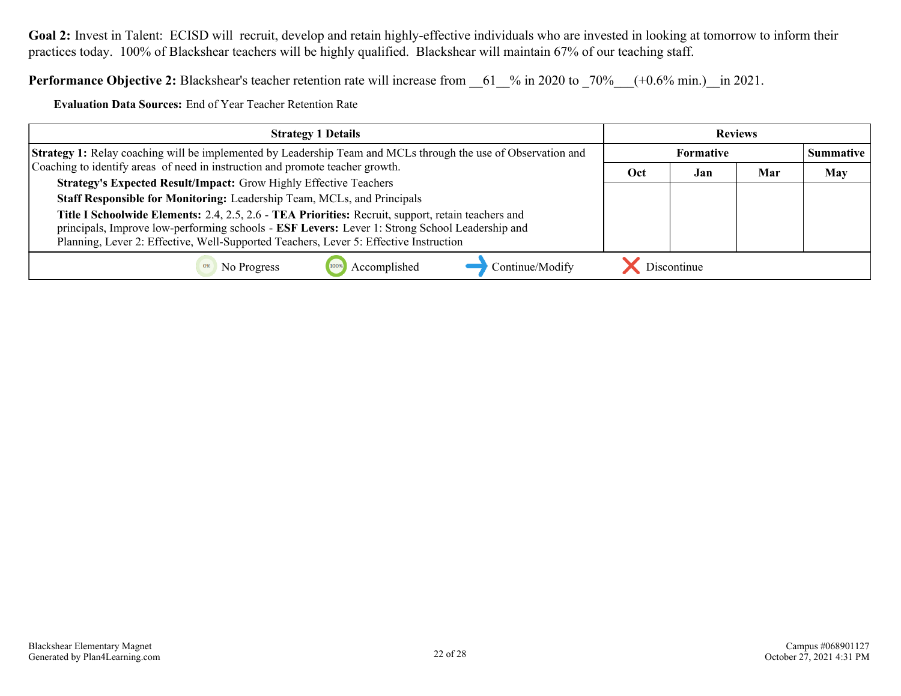**Goal 2:** Invest in Talent: ECISD will recruit, develop and retain highly-effective individuals who are invested in looking at tomorrow to inform their practices today. 100% of Blackshear teachers will be highly qualified. Blackshear will maintain 67% of our teaching staff.

**Performance Objective 2:** Blackshear's teacher retention rate will increase from __61__% in 2020 to _70%___(+0.6% min.)__in 2021.

**Evaluation Data Sources:** End of Year Teacher Retention Rate

| Strategy 1 Details | Reviews | | | |
|---|---|---|---|---|
| | Formative | | | Summative |
| | Oct | Jan | Mar | May |
| **Strategy 1:** Relay coaching will be implemented by Leadership Team and MCLs through the use of Observation and Coaching to identify areas of need in instruction and promote teacher growth.<br>**Strategy's Expected Result/Impact:** Grow Highly Effective Teachers<br>**Staff Responsible for Monitoring:** Leadership Team, MCLs, and Principals<br>**Title I Schoolwide Elements:** 2.4, 2.5, 2.6 - **TEA Priorities:** Recruit, support, retain teachers and principals, Improve low-performing schools - **ESF Levers:** Lever 1: Strong School Leadership and Planning, Lever 2: Effective, Well-Supported Teachers, Lever 5: Effective Instruction | | | | |

0% No Progress | 100% Accomplished | → Continue/Modify | ✕ Discontinue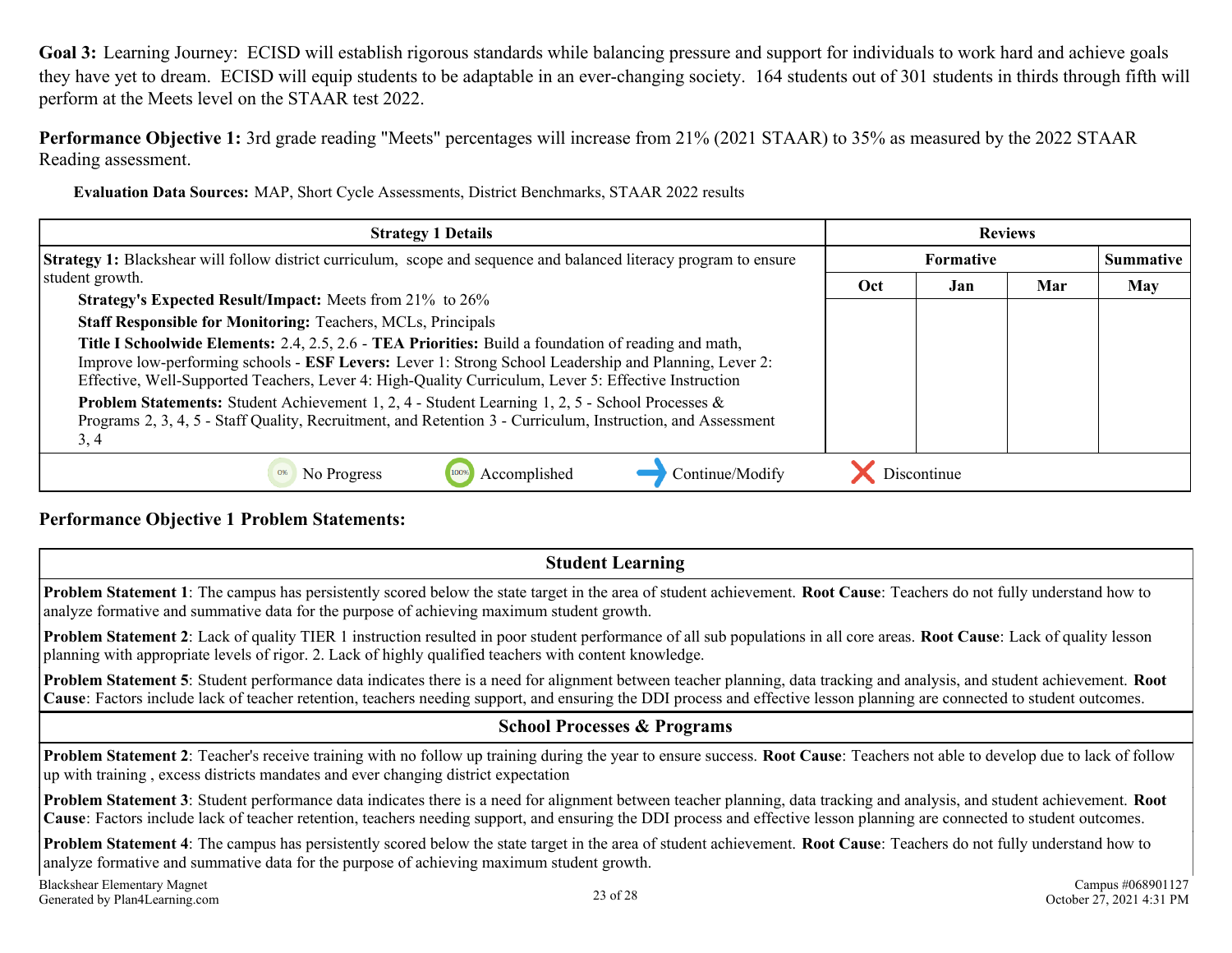**Goal 3:** Learning Journey: ECISD will establish rigorous standards while balancing pressure and support for individuals to work hard and achieve goals they have yet to dream. ECISD will equip students to be adaptable in an ever-changing society. 164 students out of 301 students in thirds through fifth will perform at the Meets level on the STAAR test 2022.

**Performance Objective 1:** 3rd grade reading "Meets" percentages will increase from 21% (2021 STAAR) to 35% as measured by the 2022 STAAR Reading assessment.

**Evaluation Data Sources:** MAP, Short Cycle Assessments, District Benchmarks, STAAR 2022 results

| Strategy 1 Details | Reviews | | | |
|---|---|---|---|---|
| | Formative | | | Summative |
| | Oct | Jan | Mar | May |
| **Strategy 1:** Blackshear will follow district curriculum, scope and sequence and balanced literacy program to ensure student growth.<br>**Strategy's Expected Result/Impact:** Meets from 21% to 26%<br>**Staff Responsible for Monitoring:** Teachers, MCLs, Principals<br>**Title I Schoolwide Elements:** 2.4, 2.5, 2.6 - **TEA Priorities:** Build a foundation of reading and math, Improve low-performing schools - **ESF Levers:** Lever 1: Strong School Leadership and Planning, Lever 2: Effective, Well-Supported Teachers, Lever 4: High-Quality Curriculum, Lever 5: Effective Instruction<br>**Problem Statements:** Student Achievement 1, 2, 4 - Student Learning 1, 2, 5 - School Processes & Programs 2, 3, 4, 5 - Staff Quality, Recruitment, and Retention 3 - Curriculum, Instruction, and Assessment 3, 4 | | | | |

0% No Progress | 100% Accomplished | Continue/Modify | Discontinue

**Performance Objective 1 Problem Statements:**

| Student Learning |
|---|
| **Problem Statement 1**: The campus has persistently scored below the state target in the area of student achievement. **Root Cause**: Teachers do not fully understand how to analyze formative and summative data for the purpose of achieving maximum student growth. |
| **Problem Statement 2**: Lack of quality TIER 1 instruction resulted in poor student performance of all sub populations in all core areas. **Root Cause**: Lack of quality lesson planning with appropriate levels of rigor. 2. Lack of highly qualified teachers with content knowledge. |
| **Problem Statement 5**: Student performance data indicates there is a need for alignment between teacher planning, data tracking and analysis, and student achievement. **Root Cause**: Factors include lack of teacher retention, teachers needing support, and ensuring the DDI process and effective lesson planning are connected to student outcomes. |

| School Processes & Programs |
|---|
| **Problem Statement 2**: Teacher's receive training with no follow up training during the year to ensure success. **Root Cause**: Teachers not able to develop due to lack of follow up with training , excess districts mandates and ever changing district expectation |
| **Problem Statement 3**: Student performance data indicates there is a need for alignment between teacher planning, data tracking and analysis, and student achievement. **Root Cause**: Factors include lack of teacher retention, teachers needing support, and ensuring the DDI process and effective lesson planning are connected to student outcomes. |
| **Problem Statement 4**: The campus has persistently scored below the state target in the area of student achievement. **Root Cause**: Teachers do not fully understand how to analyze formative and summative data for the purpose of achieving maximum student growth. |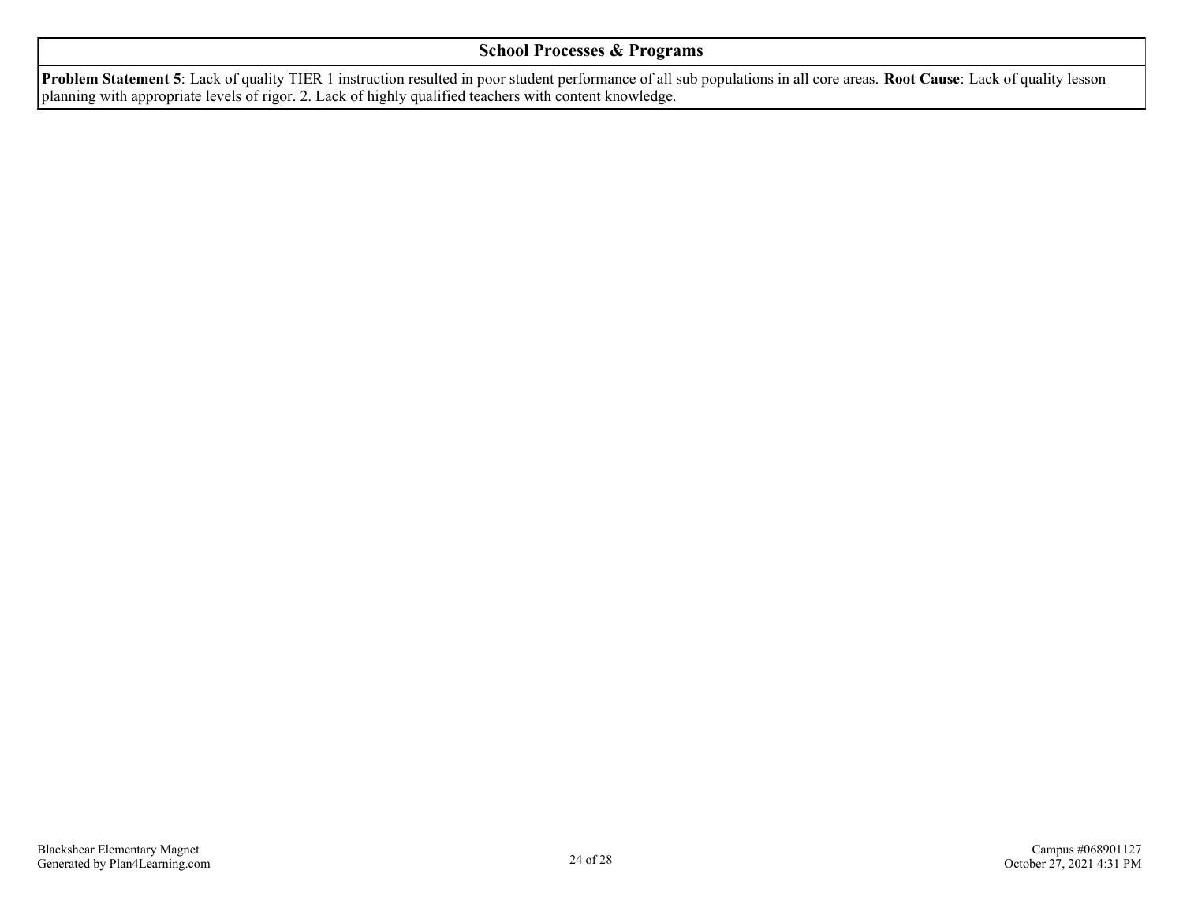| School Processes & Programs |
| --- |
| **Problem Statement 5**: Lack of quality TIER 1 instruction resulted in poor student performance of all sub populations in all core areas. **Root Cause**: Lack of quality lesson planning with appropriate levels of rigor. 2. Lack of highly qualified teachers with content knowledge. |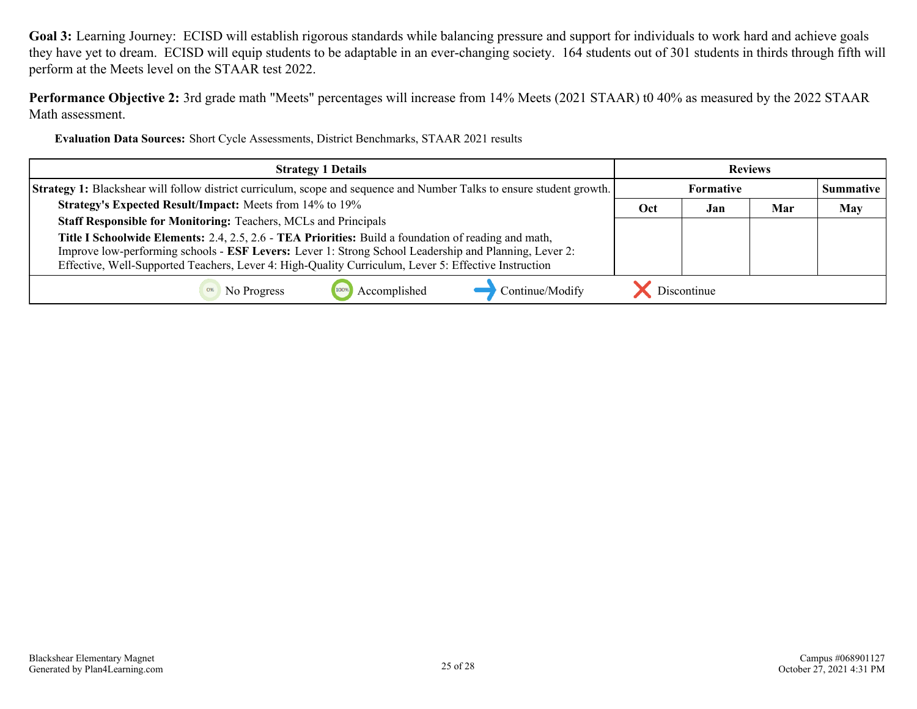**Goal 3:** Learning Journey: ECISD will establish rigorous standards while balancing pressure and support for individuals to work hard and achieve goals they have yet to dream. ECISD will equip students to be adaptable in an ever-changing society. 164 students out of 301 students in thirds through fifth will perform at the Meets level on the STAAR test 2022.

**Performance Objective 2:** 3rd grade math "Meets" percentages will increase from 14% Meets (2021 STAAR) t0 40% as measured by the 2022 STAAR Math assessment.

**Evaluation Data Sources:** Short Cycle Assessments, District Benchmarks, STAAR 2021 results

| Strategy 1 Details | Reviews | | | |
|---|---|---|---|---|
| | Formative | | | Summative |
| | Oct | Jan | Mar | May |
| **Strategy 1:** Blackshear will follow district curriculum, scope and sequence and Number Talks to ensure student growth.<br>**Strategy's Expected Result/Impact:** Meets from 14% to 19%<br>**Staff Responsible for Monitoring:** Teachers, MCLs and Principals<br>**Title I Schoolwide Elements:** 2.4, 2.5, 2.6 - **TEA Priorities:** Build a foundation of reading and math, Improve low-performing schools - **ESF Levers:** Lever 1: Strong School Leadership and Planning, Lever 2: Effective, Well-Supported Teachers, Lever 4: High-Quality Curriculum, Lever 5: Effective Instruction | | | | |

0% No Progress | 100% Accomplished | Continue/Modify | Discontinue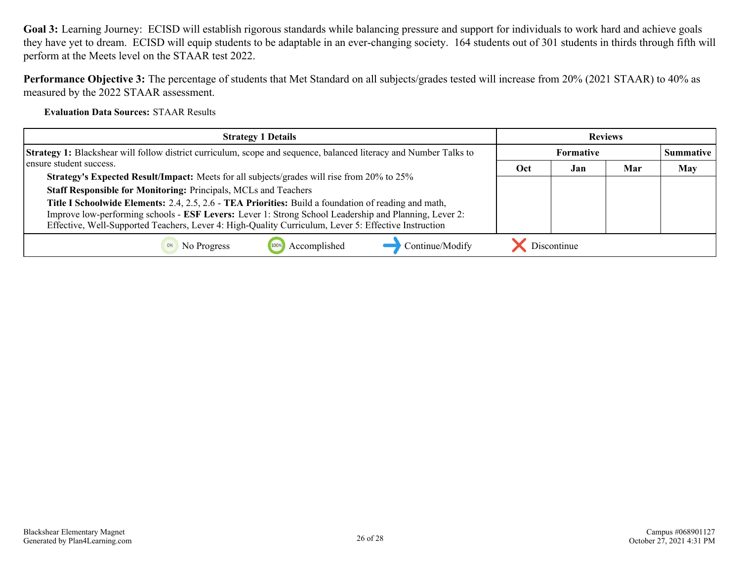**Goal 3:** Learning Journey: ECISD will establish rigorous standards while balancing pressure and support for individuals to work hard and achieve goals they have yet to dream. ECISD will equip students to be adaptable in an ever-changing society. 164 students out of 301 students in thirds through fifth will perform at the Meets level on the STAAR test 2022.

**Performance Objective 3:** The percentage of students that Met Standard on all subjects/grades tested will increase from 20% (2021 STAAR) to 40% as measured by the 2022 STAAR assessment.

**Evaluation Data Sources:** STAAR Results

| Strategy 1 Details | Reviews | | | |
|---|---|---|---|---|
| | Formative | | | Summative |
| | Oct | Jan | Mar | May |
| **Strategy 1:** Blackshear will follow district curriculum, scope and sequence, balanced literacy and Number Talks to ensure student success.<br>**Strategy's Expected Result/Impact:** Meets for all subjects/grades will rise from 20% to 25%<br>**Staff Responsible for Monitoring:** Principals, MCLs and Teachers<br>**Title I Schoolwide Elements:** 2.4, 2.5, 2.6 - **TEA Priorities:** Build a foundation of reading and math, Improve low-performing schools - **ESF Levers:** Lever 1: Strong School Leadership and Planning, Lever 2: Effective, Well-Supported Teachers, Lever 4: High-Quality Curriculum, Lever 5: Effective Instruction | | | | |

No Progress | Accomplished | Continue/Modify | Discontinue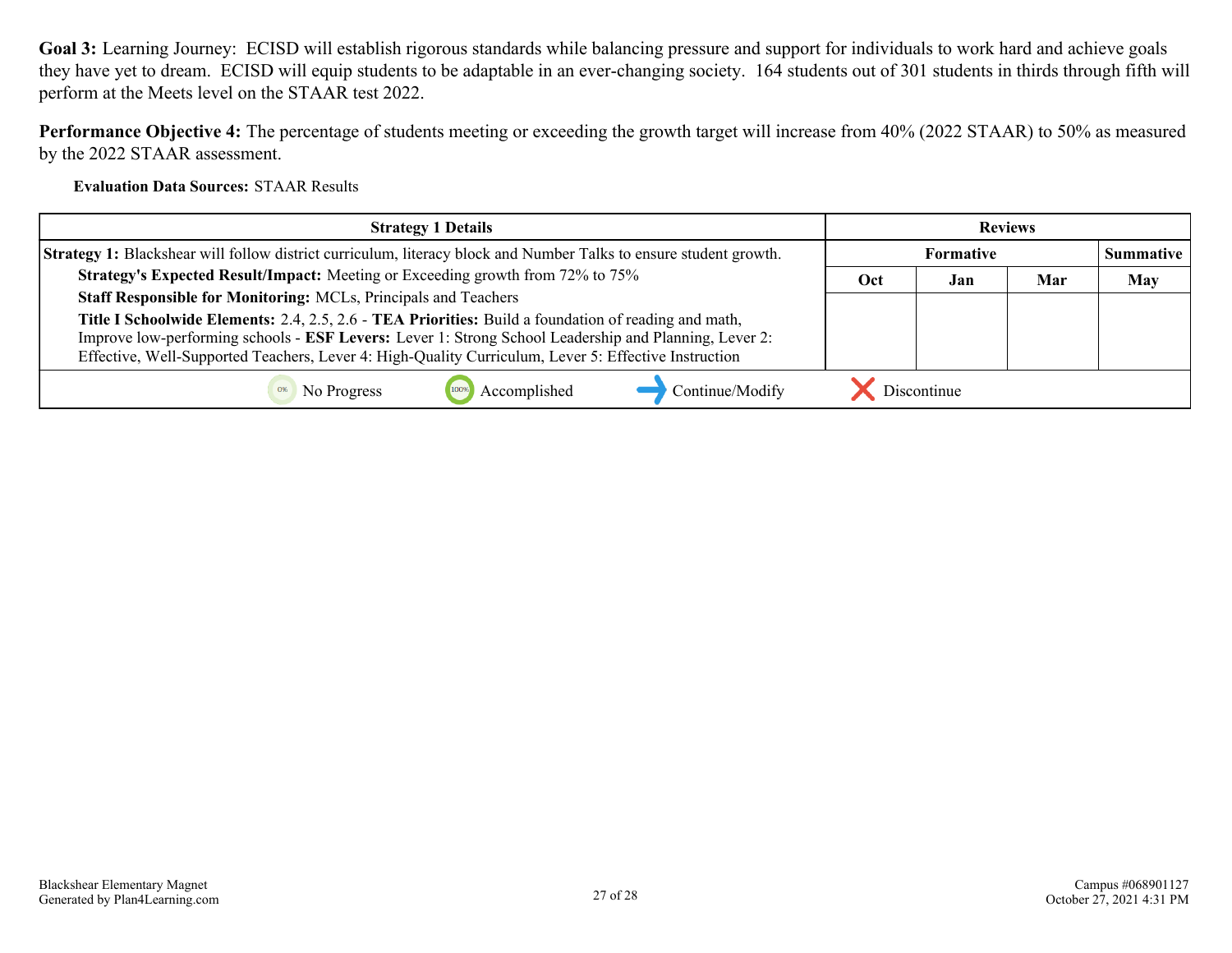**Goal 3:** Learning Journey: ECISD will establish rigorous standards while balancing pressure and support for individuals to work hard and achieve goals they have yet to dream. ECISD will equip students to be adaptable in an ever-changing society. 164 students out of 301 students in thirds through fifth will perform at the Meets level on the STAAR test 2022.

**Performance Objective 4:** The percentage of students meeting or exceeding the growth target will increase from 40% (2022 STAAR) to 50% as measured by the 2022 STAAR assessment.

**Evaluation Data Sources:** STAAR Results

| Strategy 1 Details | Reviews | | | |
|---|---|---|---|---|
| | Formative | | | Summative |
| | Oct | Jan | Mar | May |
| **Strategy 1:** Blackshear will follow district curriculum, literacy block and Number Talks to ensure student growth.<br>**Strategy's Expected Result/Impact:** Meeting or Exceeding growth from 72% to 75%<br>**Staff Responsible for Monitoring:** MCLs, Principals and Teachers<br>**Title I Schoolwide Elements:** 2.4, 2.5, 2.6 - **TEA Priorities:** Build a foundation of reading and math, Improve low-performing schools - **ESF Levers:** Lever 1: Strong School Leadership and Planning, Lever 2: Effective, Well-Supported Teachers, Lever 4: High-Quality Curriculum, Lever 5: Effective Instruction | | | | |

0% No Progress | 100% Accomplished | Continue/Modify | Discontinue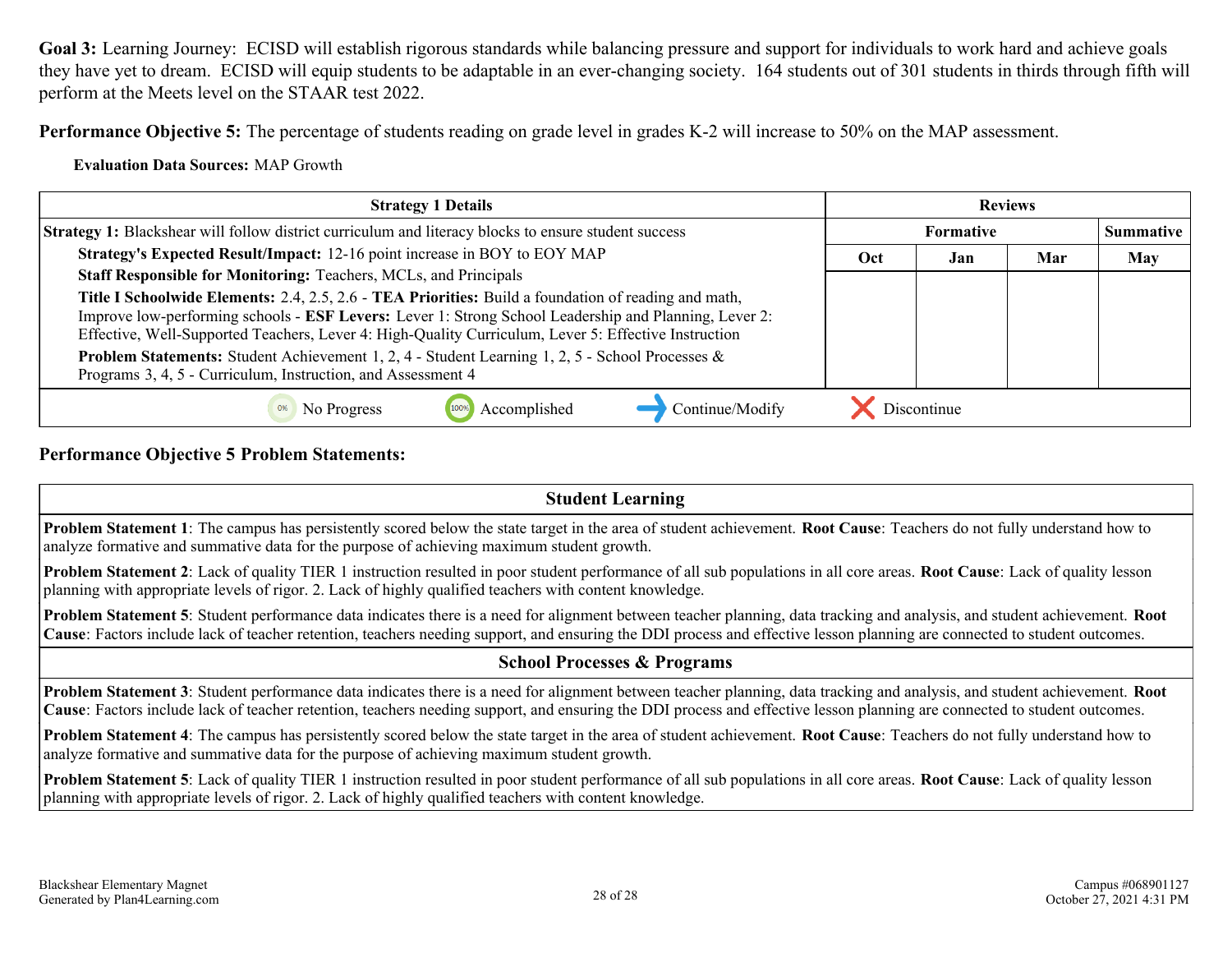**Goal 3:** Learning Journey: ECISD will establish rigorous standards while balancing pressure and support for individuals to work hard and achieve goals they have yet to dream. ECISD will equip students to be adaptable in an ever-changing society. 164 students out of 301 students in thirds through fifth will perform at the Meets level on the STAAR test 2022.

**Performance Objective 5:** The percentage of students reading on grade level in grades K-2 will increase to 50% on the MAP assessment.

**Evaluation Data Sources:** MAP Growth

| Strategy 1 Details | Reviews | | | |
|---|---|---|---|---|
| | Formative | | | Summative |
| | Oct | Jan | Mar | May |
| **Strategy 1:** Blackshear will follow district curriculum and literacy blocks to ensure student success<br>**Strategy's Expected Result/Impact:** 12-16 point increase in BOY to EOY MAP<br>**Staff Responsible for Monitoring:** Teachers, MCLs, and Principals<br>**Title I Schoolwide Elements:** 2.4, 2.5, 2.6 - **TEA Priorities:** Build a foundation of reading and math, Improve low-performing schools - **ESF Levers:** Lever 1: Strong School Leadership and Planning, Lever 2: Effective, Well-Supported Teachers, Lever 4: High-Quality Curriculum, Lever 5: Effective Instruction<br>**Problem Statements:** Student Achievement 1, 2, 4 - Student Learning 1, 2, 5 - School Processes & Programs 3, 4, 5 - Curriculum, Instruction, and Assessment 4 | | | | |
| 0% No Progress | 100% Accomplished | Continue/Modify | Discontinue | |

## Performance Objective 5 Problem Statements:

| Student Learning |
|---|
| **Problem Statement 1**: The campus has persistently scored below the state target in the area of student achievement. **Root Cause**: Teachers do not fully understand how to analyze formative and summative data for the purpose of achieving maximum student growth. |
| **Problem Statement 2**: Lack of quality TIER 1 instruction resulted in poor student performance of all sub populations in all core areas. **Root Cause**: Lack of quality lesson planning with appropriate levels of rigor. 2. Lack of highly qualified teachers with content knowledge. |
| **Problem Statement 5**: Student performance data indicates there is a need for alignment between teacher planning, data tracking and analysis, and student achievement. **Root Cause**: Factors include lack of teacher retention, teachers needing support, and ensuring the DDI process and effective lesson planning are connected to student outcomes. |
| **School Processes & Programs** |
| **Problem Statement 3**: Student performance data indicates there is a need for alignment between teacher planning, data tracking and analysis, and student achievement. **Root Cause**: Factors include lack of teacher retention, teachers needing support, and ensuring the DDI process and effective lesson planning are connected to student outcomes. |
| **Problem Statement 4**: The campus has persistently scored below the state target in the area of student achievement. **Root Cause**: Teachers do not fully understand how to analyze formative and summative data for the purpose of achieving maximum student growth. |
| **Problem Statement 5**: Lack of quality TIER 1 instruction resulted in poor student performance of all sub populations in all core areas. **Root Cause**: Lack of quality lesson planning with appropriate levels of rigor. 2. Lack of highly qualified teachers with content knowledge. |